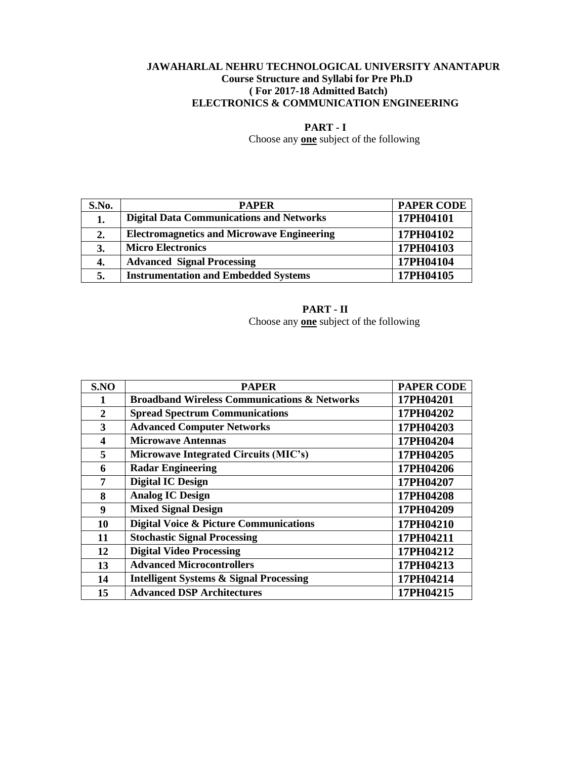# JAWAHARLAL NEHRU TECHNOLOGICAL UNIVERSITY ANANTAPUR

**Course Structure and Syllabi for Pre Ph.D**

**( For 2017-18 Admitted Batch)**

**ELECTRONICS & COMMUNICATION ENGINEERING**

## PART - I

Choose any **one** subject of the following

| S.No. | PAPER | PAPER CODE |
|---|---|---|
| 1. | Digital Data Communications and Networks | 17PH04101 |
| 2. | Electromagnetics and Microwave Engineering | 17PH04102 |
| 3. | Micro Electronics | 17PH04103 |
| 4. | Advanced Signal Processing | 17PH04104 |
| 5. | Instrumentation and Embedded Systems | 17PH04105 |

## PART - II

Choose any **one** subject of the following

| S.NO | PAPER | PAPER CODE |
|---|---|---|
| 1 | Broadband Wireless Communications & Networks | 17PH04201 |
| 2 | Spread Spectrum Communications | 17PH04202 |
| 3 | Advanced Computer Networks | 17PH04203 |
| 4 | Microwave Antennas | 17PH04204 |
| 5 | Microwave Integrated Circuits (MIC's) | 17PH04205 |
| 6 | Radar Engineering | 17PH04206 |
| 7 | Digital IC Design | 17PH04207 |
| 8 | Analog IC Design | 17PH04208 |
| 9 | Mixed Signal Design | 17PH04209 |
| 10 | Digital Voice & Picture Communications | 17PH04210 |
| 11 | Stochastic Signal Processing | 17PH04211 |
| 12 | Digital Video Processing | 17PH04212 |
| 13 | Advanced Microcontrollers | 17PH04213 |
| 14 | Intelligent Systems & Signal Processing | 17PH04214 |
| 15 | Advanced DSP Architectures | 17PH04215 |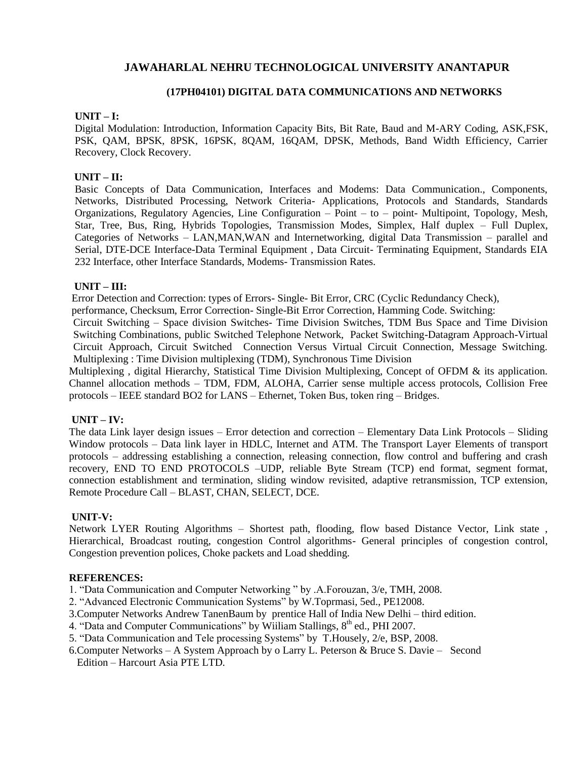# JAWAHARLAL NEHRU TECHNOLOGICAL UNIVERSITY ANANTAPUR

## (17PH04101) DIGITAL DATA COMMUNICATIONS AND NETWORKS

**UNIT – I:**

Digital Modulation: Introduction, Information Capacity Bits, Bit Rate, Baud and M-ARY Coding, ASK,FSK, PSK, QAM, BPSK, 8PSK, 16PSK, 8QAM, 16QAM, DPSK, Methods, Band Width Efficiency, Carrier Recovery, Clock Recovery.

**UNIT – II:**

Basic Concepts of Data Communication, Interfaces and Modems: Data Communication., Components, Networks, Distributed Processing, Network Criteria- Applications, Protocols and Standards, Standards Organizations, Regulatory Agencies, Line Configuration – Point – to – point- Multipoint, Topology, Mesh, Star, Tree, Bus, Ring, Hybrids Topologies, Transmission Modes, Simplex, Half duplex – Full Duplex, Categories of Networks – LAN,MAN,WAN and Internetworking, digital Data Transmission – parallel and Serial, DTE-DCE Interface-Data Terminal Equipment , Data Circuit- Terminating Equipment, Standards EIA 232 Interface, other Interface Standards, Modems- Transmission Rates.

**UNIT – III:**

Error Detection and Correction: types of Errors- Single- Bit Error, CRC (Cyclic Redundancy Check), performance, Checksum, Error Correction- Single-Bit Error Correction, Hamming Code. Switching: Circuit Switching – Space division Switches- Time Division Switches, TDM Bus Space and Time Division Switching Combinations, public Switched Telephone Network, Packet Switching-Datagram Approach-Virtual Circuit Approach, Circuit Switched Connection Versus Virtual Circuit Connection, Message Switching. Multiplexing : Time Division multiplexing (TDM), Synchronous Time Division Multiplexing , digital Hierarchy, Statistical Time Division Multiplexing, Concept of OFDM & its application. Channel allocation methods – TDM, FDM, ALOHA, Carrier sense multiple access protocols, Collision Free protocols – IEEE standard BO2 for LANS – Ethernet, Token Bus, token ring – Bridges.

**UNIT – IV:**

The data Link layer design issues – Error detection and correction – Elementary Data Link Protocols – Sliding Window protocols – Data link layer in HDLC, Internet and ATM. The Transport Layer Elements of transport protocols – addressing establishing a connection, releasing connection, flow control and buffering and crash recovery, END TO END PROTOCOLS –UDP, reliable Byte Stream (TCP) end format, segment format, connection establishment and termination, sliding window revisited, adaptive retransmission, TCP extension, Remote Procedure Call – BLAST, CHAN, SELECT, DCE.

**UNIT-V:**

Network LYER Routing Algorithms – Shortest path, flooding, flow based Distance Vector, Link state , Hierarchical, Broadcast routing, congestion Control algorithms- General principles of congestion control, Congestion prevention polices, Choke packets and Load shedding.

**REFERENCES:**

1. "Data Communication and Computer Networking " by .A.Forouzan, 3/e, TMH, 2008.
2. "Advanced Electronic Communication Systems" by W.Toprmasi, 5ed., PE12008.
3. Computer Networks Andrew TanenBaum by prentice Hall of India New Delhi – third edition.
4. "Data and Computer Communications" by Wiiliam Stallings, 8th ed., PHI 2007.
5. "Data Communication and Tele processing Systems" by T.Housely, 2/e, BSP, 2008.
6. Computer Networks – A System Approach by o Larry L. Peterson & Bruce S. Davie – Second Edition – Harcourt Asia PTE LTD.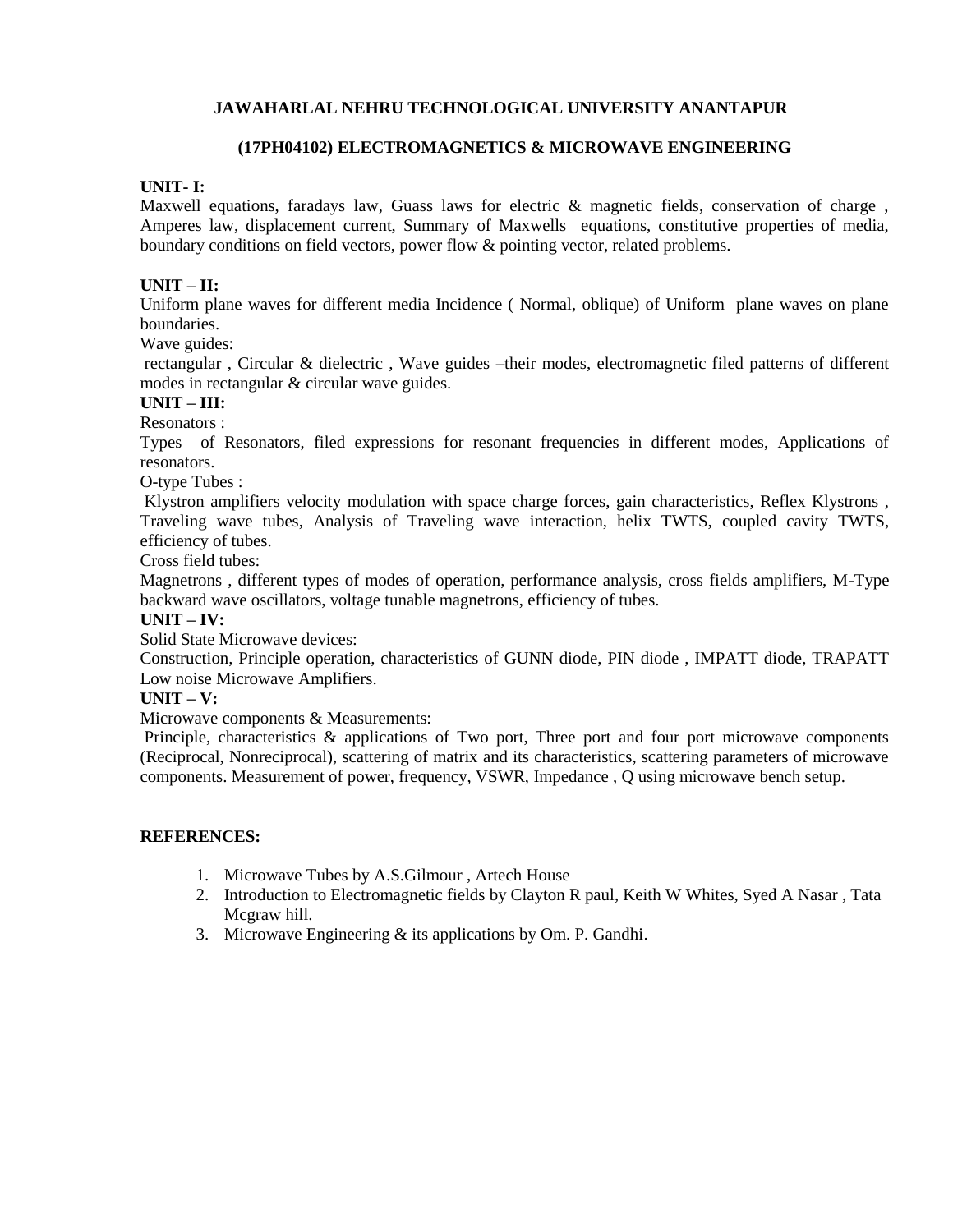## JAWAHARLAL NEHRU TECHNOLOGICAL UNIVERSITY ANANTAPUR

## (17PH04102) ELECTROMAGNETICS & MICROWAVE ENGINEERING

**UNIT- I:**

Maxwell equations, faradays law, Guass laws for electric & magnetic fields, conservation of charge , Amperes law, displacement current, Summary of Maxwells equations, constitutive properties of media, boundary conditions on field vectors, power flow & pointing vector, related problems.

**UNIT – II:**

Uniform plane waves for different media Incidence ( Normal, oblique) of Uniform plane waves on plane boundaries.

Wave guides:

rectangular , Circular & dielectric , Wave guides –their modes, electromagnetic filed patterns of different modes in rectangular & circular wave guides.

**UNIT – III:**

Resonators :

Types of Resonators, filed expressions for resonant frequencies in different modes, Applications of resonators.

O-type Tubes :

Klystron amplifiers velocity modulation with space charge forces, gain characteristics, Reflex Klystrons , Traveling wave tubes, Analysis of Traveling wave interaction, helix TWTS, coupled cavity TWTS, efficiency of tubes.

Cross field tubes:

Magnetrons , different types of modes of operation, performance analysis, cross fields amplifiers, M-Type backward wave oscillators, voltage tunable magnetrons, efficiency of tubes.

**UNIT – IV:**

Solid State Microwave devices:

Construction, Principle operation, characteristics of GUNN diode, PIN diode , IMPATT diode, TRAPATT Low noise Microwave Amplifiers.

**UNIT – V:**

Microwave components & Measurements:

Principle, characteristics & applications of Two port, Three port and four port microwave components (Reciprocal, Nonreciprocal), scattering of matrix and its characteristics, scattering parameters of microwave components. Measurement of power, frequency, VSWR, Impedance , Q using microwave bench setup.

**REFERENCES:**

1. Microwave Tubes by A.S.Gilmour , Artech House
2. Introduction to Electromagnetic fields by Clayton R paul, Keith W Whites, Syed A Nasar , Tata Mcgraw hill.
3. Microwave Engineering & its applications by Om. P. Gandhi.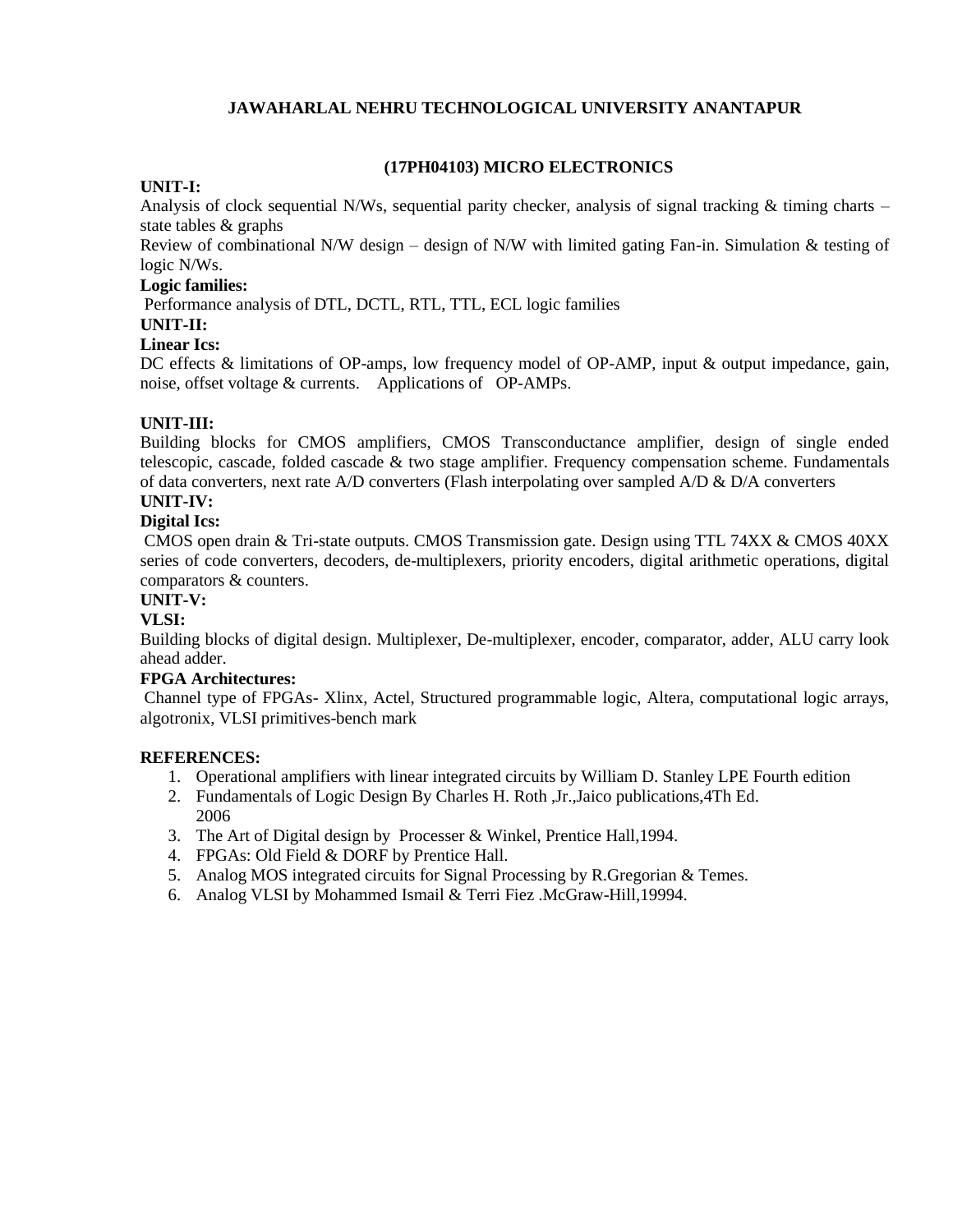**JAWAHARLAL NEHRU TECHNOLOGICAL UNIVERSITY ANANTAPUR**

**(17PH04103) MICRO ELECTRONICS**

**UNIT-I:**

Analysis of clock sequential N/Ws, sequential parity checker, analysis of signal tracking & timing charts – state tables & graphs

Review of combinational N/W design – design of N/W with limited gating Fan-in. Simulation & testing of logic N/Ws.

**Logic families:**

Performance analysis of DTL, DCTL, RTL, TTL, ECL logic families

**UNIT-II:**

**Linear Ics:**

DC effects & limitations of OP-amps, low frequency model of OP-AMP, input & output impedance, gain, noise, offset voltage & currents. Applications of OP-AMPs.

**UNIT-III:**

Building blocks for CMOS amplifiers, CMOS Transconductance amplifier, design of single ended telescopic, cascade, folded cascade & two stage amplifier. Frequency compensation scheme. Fundamentals of data converters, next rate A/D converters (Flash interpolating over sampled A/D & D/A converters

**UNIT-IV:**

**Digital Ics:**

CMOS open drain & Tri-state outputs. CMOS Transmission gate. Design using TTL 74XX & CMOS 40XX series of code converters, decoders, de-multiplexers, priority encoders, digital arithmetic operations, digital comparators & counters.

**UNIT-V:**

**VLSI:**

Building blocks of digital design. Multiplexer, De-multiplexer, encoder, comparator, adder, ALU carry look ahead adder.

**FPGA Architectures:**

Channel type of FPGAs- Xlinx, Actel, Structured programmable logic, Altera, computational logic arrays, algotronix, VLSI primitives-bench mark

**REFERENCES:**

1. Operational amplifiers with linear integrated circuits by William D. Stanley LPE Fourth edition
2. Fundamentals of Logic Design By Charles H. Roth ,Jr.,Jaico publications,4Th Ed. 2006
3. The Art of Digital design by Processer & Winkel, Prentice Hall,1994.
4. FPGAs: Old Field & DORF by Prentice Hall.
5. Analog MOS integrated circuits for Signal Processing by R.Gregorian & Temes.
6. Analog VLSI by Mohammed Ismail & Terri Fiez .McGraw-Hill,19994.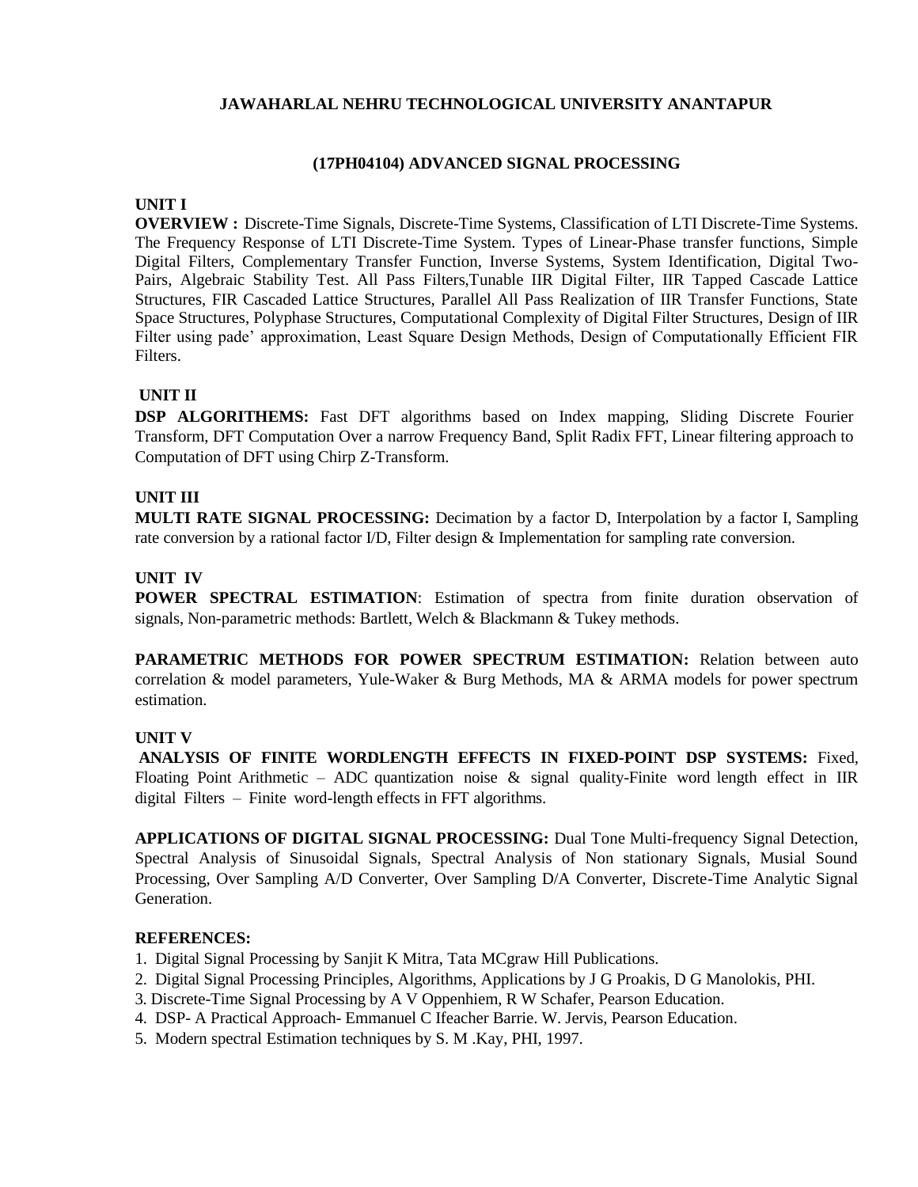# JAWAHARLAL NEHRU TECHNOLOGICAL UNIVERSITY ANANTAPUR

## (17PH04104) ADVANCED SIGNAL PROCESSING

### UNIT I

**OVERVIEW :** Discrete-Time Signals, Discrete-Time Systems, Classification of LTI Discrete-Time Systems. The Frequency Response of LTI Discrete-Time System. Types of Linear-Phase transfer functions, Simple Digital Filters, Complementary Transfer Function, Inverse Systems, System Identification, Digital Two-Pairs, Algebraic Stability Test. All Pass Filters,Tunable IIR Digital Filter, IIR Tapped Cascade Lattice Structures, FIR Cascaded Lattice Structures, Parallel All Pass Realization of IIR Transfer Functions, State Space Structures, Polyphase Structures, Computational Complexity of Digital Filter Structures, Design of IIR Filter using pade' approximation, Least Square Design Methods, Design of Computationally Efficient FIR Filters.

### UNIT II

**DSP ALGORITHEMS:** Fast DFT algorithms based on Index mapping, Sliding Discrete Fourier Transform, DFT Computation Over a narrow Frequency Band, Split Radix FFT, Linear filtering approach to Computation of DFT using Chirp Z-Transform.

### UNIT III

**MULTI RATE SIGNAL PROCESSING:** Decimation by a factor D, Interpolation by a factor I, Sampling rate conversion by a rational factor I/D, Filter design & Implementation for sampling rate conversion.

### UNIT IV

**POWER SPECTRAL ESTIMATION**: Estimation of spectra from finite duration observation of signals, Non-parametric methods: Bartlett, Welch & Blackmann & Tukey methods.

**PARAMETRIC METHODS FOR POWER SPECTRUM ESTIMATION:** Relation between auto correlation & model parameters, Yule-Waker & Burg Methods, MA & ARMA models for power spectrum estimation.

### UNIT V

**ANALYSIS OF FINITE WORDLENGTH EFFECTS IN FIXED-POINT DSP SYSTEMS:** Fixed, Floating Point Arithmetic – ADC quantization noise & signal quality-Finite word length effect in IIR digital Filters – Finite word-length effects in FFT algorithms.

**APPLICATIONS OF DIGITAL SIGNAL PROCESSING:** Dual Tone Multi-frequency Signal Detection, Spectral Analysis of Sinusoidal Signals, Spectral Analysis of Non stationary Signals, Musial Sound Processing, Over Sampling A/D Converter, Over Sampling D/A Converter, Discrete-Time Analytic Signal Generation.

### REFERENCES:

1. Digital Signal Processing by Sanjit K Mitra, Tata MCgraw Hill Publications.
2. Digital Signal Processing Principles, Algorithms, Applications by J G Proakis, D G Manolokis, PHI.
3. Discrete-Time Signal Processing by A V Oppenhiem, R W Schafer, Pearson Education.
4. DSP- A Practical Approach- Emmanuel C Ifeacher Barrie. W. Jervis, Pearson Education.
5. Modern spectral Estimation techniques by S. M .Kay, PHI, 1997.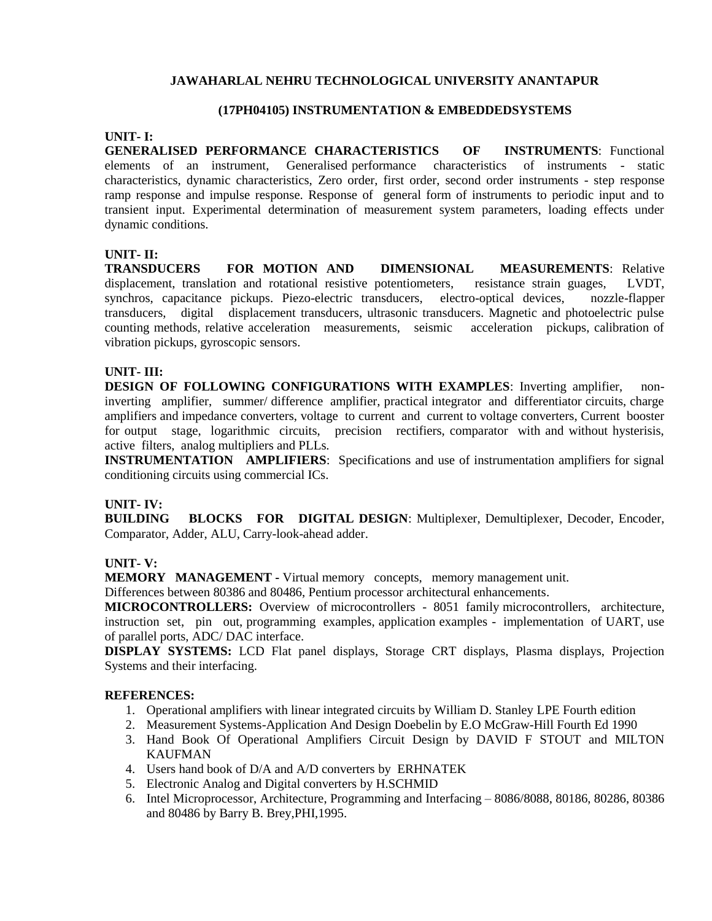**JAWAHARLAL NEHRU TECHNOLOGICAL UNIVERSITY ANANTAPUR**

**(17PH04105) INSTRUMENTATION & EMBEDDEDSYSTEMS**

**UNIT- I:**

**GENERALISED PERFORMANCE CHARACTERISTICS OF INSTRUMENTS**: Functional elements of an instrument, Generalised performance characteristics of instruments - static characteristics, dynamic characteristics, Zero order, first order, second order instruments - step response ramp response and impulse response. Response of general form of instruments to periodic input and to transient input. Experimental determination of measurement system parameters, loading effects under dynamic conditions.

**UNIT- II:**

**TRANSDUCERS FOR MOTION AND DIMENSIONAL MEASUREMENTS**: Relative displacement, translation and rotational resistive potentiometers, resistance strain guages, LVDT, synchros, capacitance pickups. Piezo-electric transducers, electro-optical devices, nozzle-flapper transducers, digital displacement transducers, ultrasonic transducers. Magnetic and photoelectric pulse counting methods, relative acceleration measurements, seismic acceleration pickups, calibration of vibration pickups, gyroscopic sensors.

**UNIT- III:**

**DESIGN OF FOLLOWING CONFIGURATIONS WITH EXAMPLES**: Inverting amplifier, non-inverting amplifier, summer/ difference amplifier, practical integrator and differentiator circuits, charge amplifiers and impedance converters, voltage to current and current to voltage converters, Current booster for output stage, logarithmic circuits, precision rectifiers, comparator with and without hysterisis, active filters, analog multipliers and PLLs.

**INSTRUMENTATION AMPLIFIERS**: Specifications and use of instrumentation amplifiers for signal conditioning circuits using commercial ICs.

**UNIT- IV:**

**BUILDING BLOCKS FOR DIGITAL DESIGN**: Multiplexer, Demultiplexer, Decoder, Encoder, Comparator, Adder, ALU, Carry-look-ahead adder.

**UNIT- V:**

**MEMORY MANAGEMENT -** Virtual memory concepts, memory management unit.

Differences between 80386 and 80486, Pentium processor architectural enhancements.

**MICROCONTROLLERS:** Overview of microcontrollers - 8051 family microcontrollers, architecture, instruction set, pin out, programming examples, application examples - implementation of UART, use of parallel ports, ADC/ DAC interface.

**DISPLAY SYSTEMS:** LCD Flat panel displays, Storage CRT displays, Plasma displays, Projection Systems and their interfacing.

**REFERENCES:**

1. Operational amplifiers with linear integrated circuits by William D. Stanley LPE Fourth edition
2. Measurement Systems-Application And Design Doebelin by E.O McGraw-Hill Fourth Ed 1990
3. Hand Book Of Operational Amplifiers Circuit Design by DAVID F STOUT and MILTON KAUFMAN
4. Users hand book of D/A and A/D converters by ERHNATEK
5. Electronic Analog and Digital converters by H.SCHMID
6. Intel Microprocessor, Architecture, Programming and Interfacing – 8086/8088, 80186, 80286, 80386 and 80486 by Barry B. Brey,PHI,1995.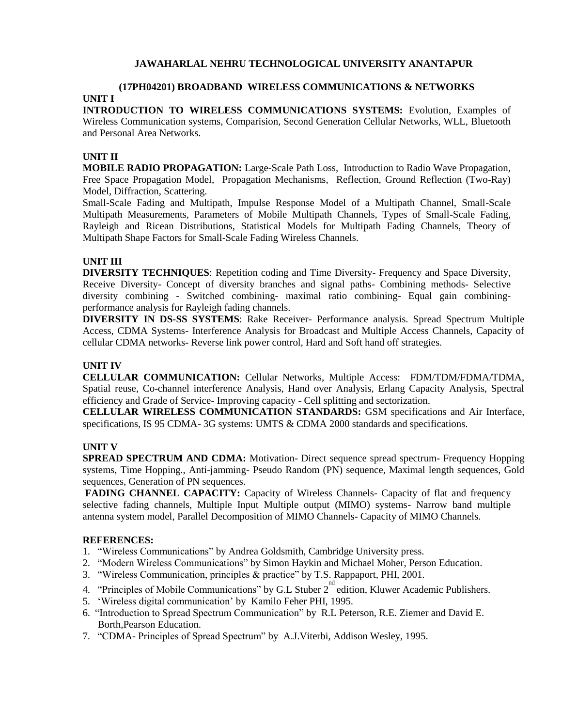# JAWAHARLAL NEHRU TECHNOLOGICAL UNIVERSITY ANANTAPUR

## (17PH04201) BROADBAND WIRELESS COMMUNICATIONS & NETWORKS

### UNIT I

**INTRODUCTION TO WIRELESS COMMUNICATIONS SYSTEMS:** Evolution, Examples of Wireless Communication systems, Comparision, Second Generation Cellular Networks, WLL, Bluetooth and Personal Area Networks.

### UNIT II

**MOBILE RADIO PROPAGATION:** Large-Scale Path Loss, Introduction to Radio Wave Propagation, Free Space Propagation Model, Propagation Mechanisms, Reflection, Ground Reflection (Two-Ray) Model, Diffraction, Scattering.

Small-Scale Fading and Multipath, Impulse Response Model of a Multipath Channel, Small-Scale Multipath Measurements, Parameters of Mobile Multipath Channels, Types of Small-Scale Fading, Rayleigh and Ricean Distributions, Statistical Models for Multipath Fading Channels, Theory of Multipath Shape Factors for Small-Scale Fading Wireless Channels.

### UNIT III

**DIVERSITY TECHNIQUES**: Repetition coding and Time Diversity- Frequency and Space Diversity, Receive Diversity- Concept of diversity branches and signal paths- Combining methods- Selective diversity combining - Switched combining- maximal ratio combining- Equal gain combining- performance analysis for Rayleigh fading channels.

**DIVERSITY IN DS-SS SYSTEMS**: Rake Receiver- Performance analysis. Spread Spectrum Multiple Access, CDMA Systems- Interference Analysis for Broadcast and Multiple Access Channels, Capacity of cellular CDMA networks- Reverse link power control, Hard and Soft hand off strategies.

### UNIT IV

**CELLULAR COMMUNICATION:** Cellular Networks, Multiple Access: FDM/TDM/FDMA/TDMA, Spatial reuse, Co-channel interference Analysis, Hand over Analysis, Erlang Capacity Analysis, Spectral efficiency and Grade of Service- Improving capacity - Cell splitting and sectorization.

**CELLULAR WIRELESS COMMUNICATION STANDARDS:** GSM specifications and Air Interface, specifications, IS 95 CDMA- 3G systems: UMTS & CDMA 2000 standards and specifications.

### UNIT V

**SPREAD SPECTRUM AND CDMA:** Motivation- Direct sequence spread spectrum- Frequency Hopping systems, Time Hopping., Anti-jamming- Pseudo Random (PN) sequence, Maximal length sequences, Gold sequences, Generation of PN sequences.

**FADING CHANNEL CAPACITY:** Capacity of Wireless Channels- Capacity of flat and frequency selective fading channels, Multiple Input Multiple output (MIMO) systems- Narrow band multiple antenna system model, Parallel Decomposition of MIMO Channels- Capacity of MIMO Channels.

### REFERENCES:

1. "Wireless Communications" by Andrea Goldsmith, Cambridge University press.
2. "Modern Wireless Communications" by Simon Haykin and Michael Moher, Person Education.
3. "Wireless Communication, principles & practice" by T.S. Rappaport, PHI, 2001.
4. "Principles of Mobile Communications" by G.L Stuber 2nd edition, Kluwer Academic Publishers.
5. 'Wireless digital communication' by Kamilo Feher PHI, 1995.
6. "Introduction to Spread Spectrum Communication" by R.L Peterson, R.E. Ziemer and David E. Borth,Pearson Education.
7. "CDMA- Principles of Spread Spectrum" by A.J.Viterbi, Addison Wesley, 1995.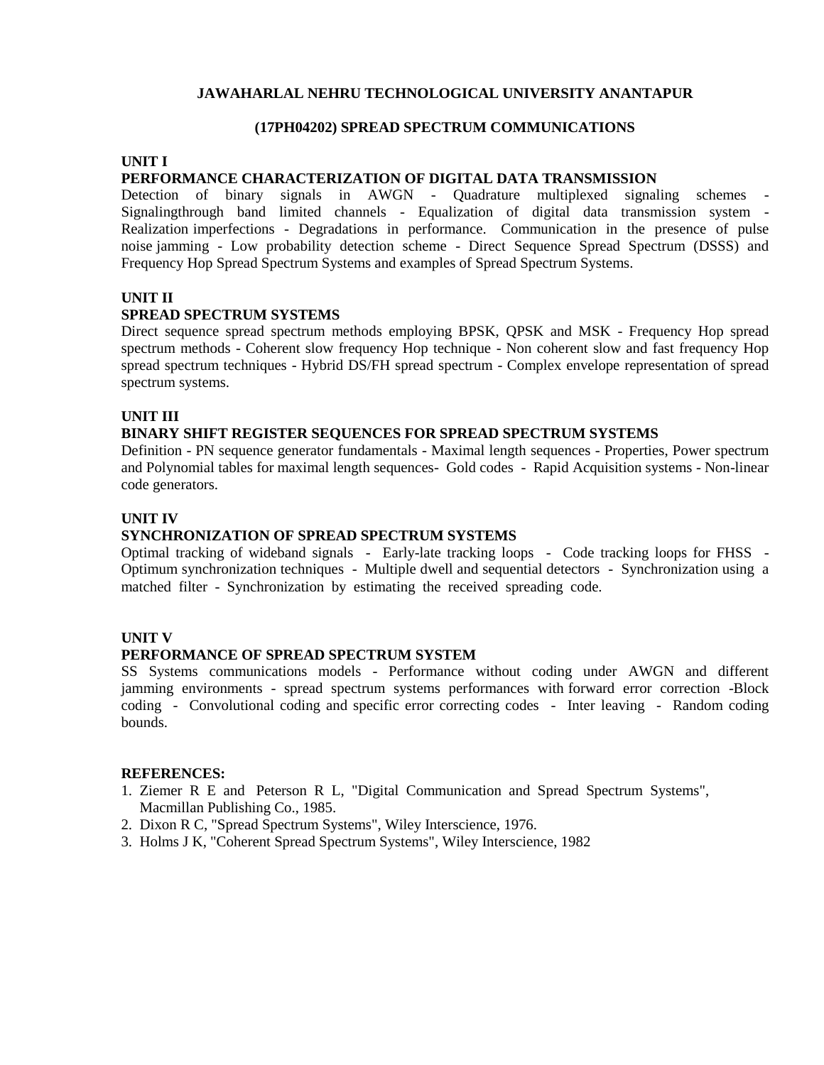**JAWAHARLAL NEHRU TECHNOLOGICAL UNIVERSITY ANANTAPUR**

**(17PH04202) SPREAD SPECTRUM COMMUNICATIONS**

**UNIT I**

**PERFORMANCE CHARACTERIZATION OF DIGITAL DATA TRANSMISSION**

Detection of binary signals in AWGN - Quadrature multiplexed signaling schemes - Signalingthrough band limited channels - Equalization of digital data transmission system - Realization imperfections - Degradations in performance. Communication in the presence of pulse noise jamming - Low probability detection scheme - Direct Sequence Spread Spectrum (DSSS) and Frequency Hop Spread Spectrum Systems and examples of Spread Spectrum Systems.

**UNIT II**

**SPREAD SPECTRUM SYSTEMS**

Direct sequence spread spectrum methods employing BPSK, QPSK and MSK - Frequency Hop spread spectrum methods - Coherent slow frequency Hop technique - Non coherent slow and fast frequency Hop spread spectrum techniques - Hybrid DS/FH spread spectrum - Complex envelope representation of spread spectrum systems.

**UNIT III**

**BINARY SHIFT REGISTER SEQUENCES FOR SPREAD SPECTRUM SYSTEMS**

Definition - PN sequence generator fundamentals - Maximal length sequences - Properties, Power spectrum and Polynomial tables for maximal length sequences- Gold codes - Rapid Acquisition systems - Non-linear code generators.

**UNIT IV**

**SYNCHRONIZATION OF SPREAD SPECTRUM SYSTEMS**

Optimal tracking of wideband signals - Early-late tracking loops - Code tracking loops for FHSS - Optimum synchronization techniques - Multiple dwell and sequential detectors - Synchronization using a matched filter - Synchronization by estimating the received spreading code.

**UNIT V**

**PERFORMANCE OF SPREAD SPECTRUM SYSTEM**

SS Systems communications models - Performance without coding under AWGN and different jamming environments - spread spectrum systems performances with forward error correction -Block coding - Convolutional coding and specific error correcting codes - Inter leaving - Random coding bounds.

**REFERENCES:**

1. Ziemer R E and Peterson R L, "Digital Communication and Spread Spectrum Systems", Macmillan Publishing Co., 1985.
2. Dixon R C, "Spread Spectrum Systems", Wiley Interscience, 1976.
3. Holms J K, "Coherent Spread Spectrum Systems", Wiley Interscience, 1982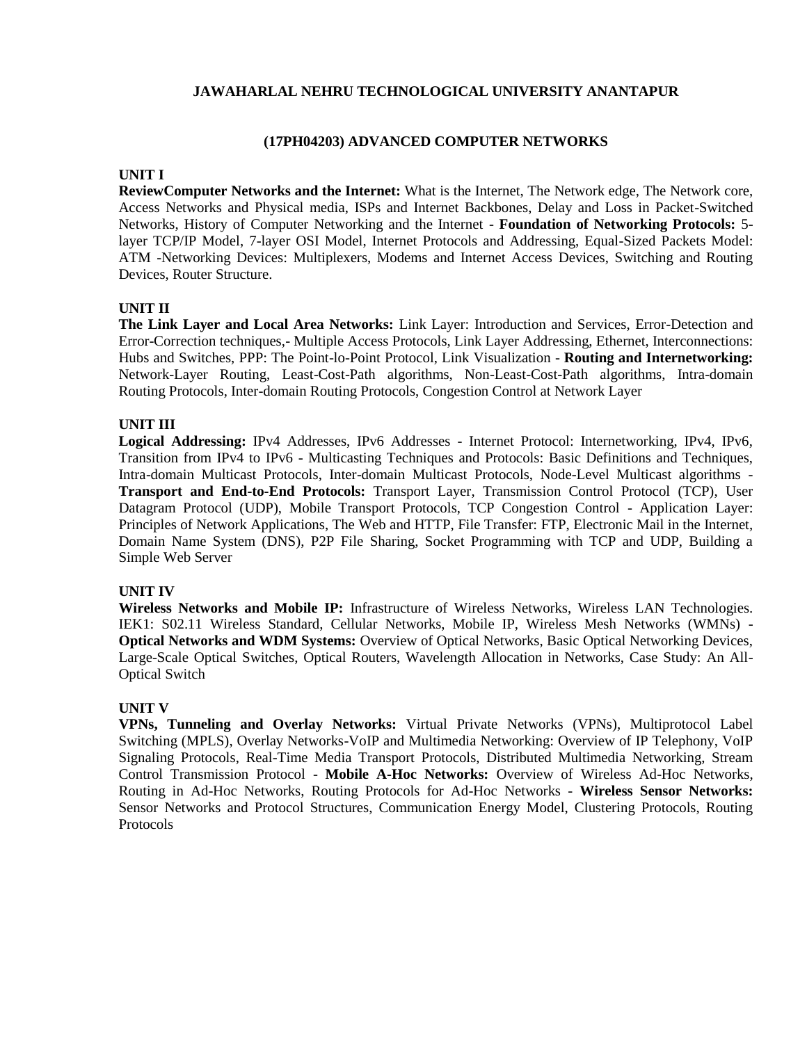**JAWAHARLAL NEHRU TECHNOLOGICAL UNIVERSITY ANANTAPUR**

**(17PH04203) ADVANCED COMPUTER NETWORKS**

**UNIT I**

**ReviewComputer Networks and the Internet:** What is the Internet, The Network edge, The Network core, Access Networks and Physical media, ISPs and Internet Backbones, Delay and Loss in Packet-Switched Networks, History of Computer Networking and the Internet - **Foundation of Networking Protocols:** 5-layer TCP/IP Model, 7-layer OSI Model, Internet Protocols and Addressing, Equal-Sized Packets Model: ATM -Networking Devices: Multiplexers, Modems and Internet Access Devices, Switching and Routing Devices, Router Structure.

**UNIT II**

**The Link Layer and Local Area Networks:** Link Layer: Introduction and Services, Error-Detection and Error-Correction techniques,- Multiple Access Protocols, Link Layer Addressing, Ethernet, Interconnections: Hubs and Switches, PPP: The Point-lo-Point Protocol, Link Visualization - **Routing and Internetworking:** Network-Layer Routing, Least-Cost-Path algorithms, Non-Least-Cost-Path algorithms, Intra-domain Routing Protocols, Inter-domain Routing Protocols, Congestion Control at Network Layer

**UNIT III**

**Logical Addressing:** IPv4 Addresses, IPv6 Addresses - Internet Protocol: Internetworking, IPv4, IPv6, Transition from IPv4 to IPv6 - Multicasting Techniques and Protocols: Basic Definitions and Techniques, Intra-domain Multicast Protocols, Inter-domain Multicast Protocols, Node-Level Multicast algorithms - **Transport and End-to-End Protocols:** Transport Layer, Transmission Control Protocol (TCP), User Datagram Protocol (UDP), Mobile Transport Protocols, TCP Congestion Control - Application Layer: Principles of Network Applications, The Web and HTTP, File Transfer: FTP, Electronic Mail in the Internet, Domain Name System (DNS), P2P File Sharing, Socket Programming with TCP and UDP, Building a Simple Web Server

**UNIT IV**

**Wireless Networks and Mobile IP:** Infrastructure of Wireless Networks, Wireless LAN Technologies. IEK1: S02.11 Wireless Standard, Cellular Networks, Mobile IP, Wireless Mesh Networks (WMNs) - **Optical Networks and WDM Systems:** Overview of Optical Networks, Basic Optical Networking Devices, Large-Scale Optical Switches, Optical Routers, Wavelength Allocation in Networks, Case Study: An All-Optical Switch

**UNIT V**

**VPNs, Tunneling and Overlay Networks:** Virtual Private Networks (VPNs), Multiprotocol Label Switching (MPLS), Overlay Networks-VoIP and Multimedia Networking: Overview of IP Telephony, VoIP Signaling Protocols, Real-Time Media Transport Protocols, Distributed Multimedia Networking, Stream Control Transmission Protocol - **Mobile A-Hoc Networks:** Overview of Wireless Ad-Hoc Networks, Routing in Ad-Hoc Networks, Routing Protocols for Ad-Hoc Networks - **Wireless Sensor Networks:** Sensor Networks and Protocol Structures, Communication Energy Model, Clustering Protocols, Routing Protocols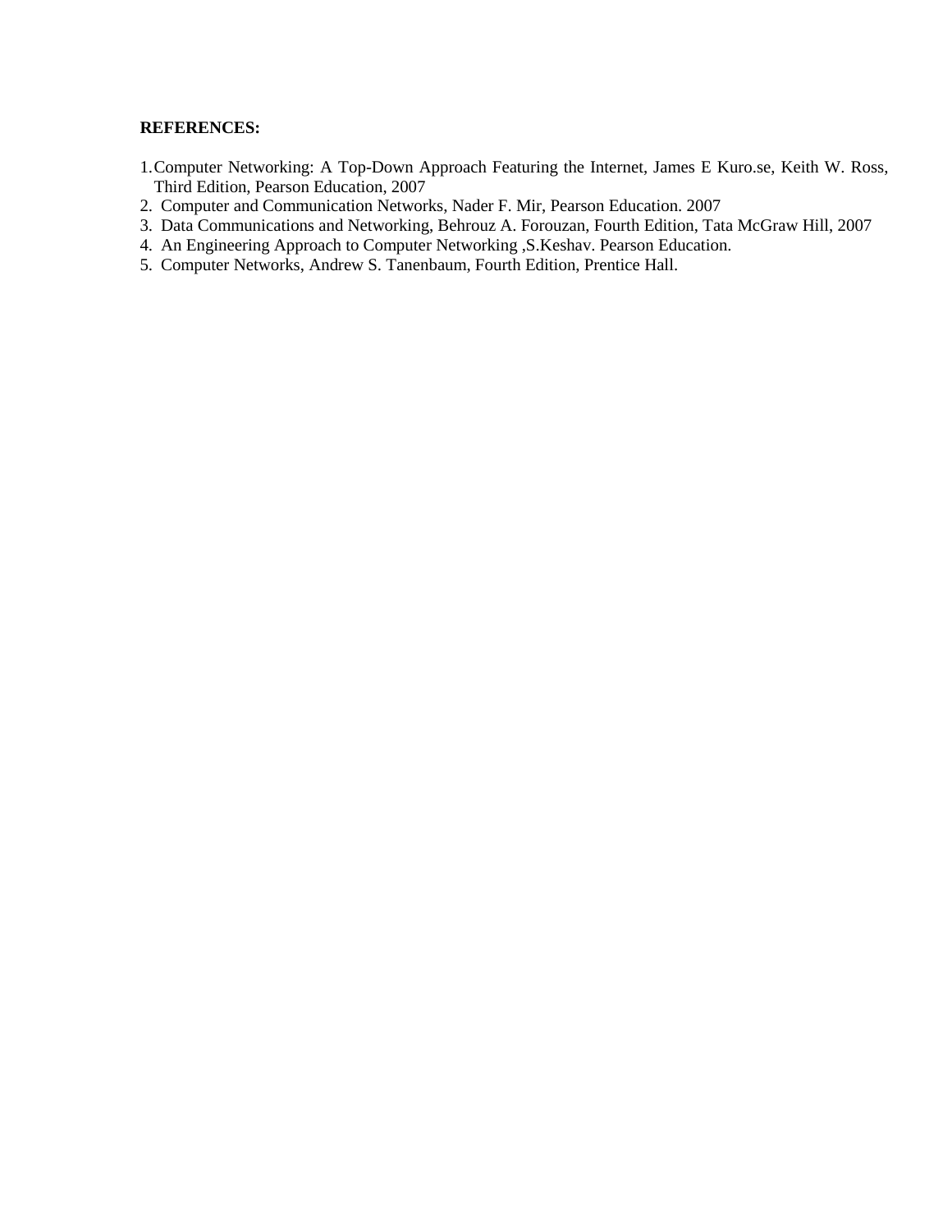**REFERENCES:**

1. Computer Networking: A Top-Down Approach Featuring the Internet, James E Kuro.se, Keith W. Ross, Third Edition, Pearson Education, 2007
2. Computer and Communication Networks, Nader F. Mir, Pearson Education. 2007
3. Data Communications and Networking, Behrouz A. Forouzan, Fourth Edition, Tata McGraw Hill, 2007
4. An Engineering Approach to Computer Networking ,S.Keshav. Pearson Education.
5. Computer Networks, Andrew S. Tanenbaum, Fourth Edition, Prentice Hall.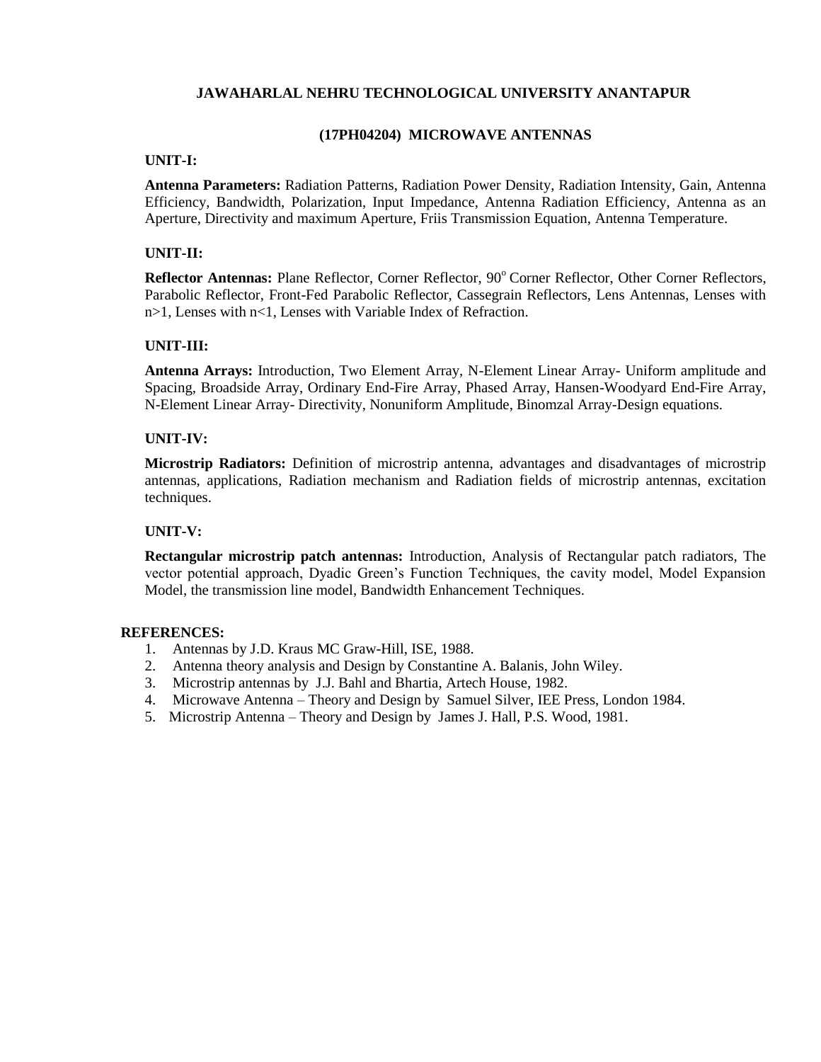# JAWAHARLAL NEHRU TECHNOLOGICAL UNIVERSITY ANANTAPUR

## (17PH04204) MICROWAVE ANTENNAS

### UNIT-I:

**Antenna Parameters:** Radiation Patterns, Radiation Power Density, Radiation Intensity, Gain, Antenna Efficiency, Bandwidth, Polarization, Input Impedance, Antenna Radiation Efficiency, Antenna as an Aperture, Directivity and maximum Aperture, Friis Transmission Equation, Antenna Temperature.

### UNIT-II:

**Reflector Antennas:** Plane Reflector, Corner Reflector, $90^{o}$ Corner Reflector, Other Corner Reflectors, Parabolic Reflector, Front-Fed Parabolic Reflector, Cassegrain Reflectors, Lens Antennas, Lenses with $n>1$, Lenses with $n<1$, Lenses with Variable Index of Refraction.

### UNIT-III:

**Antenna Arrays:** Introduction, Two Element Array, N-Element Linear Array- Uniform amplitude and Spacing, Broadside Array, Ordinary End-Fire Array, Phased Array, Hansen-Woodyard End-Fire Array, N-Element Linear Array- Directivity, Nonuniform Amplitude, Binomzal Array-Design equations.

### UNIT-IV:

**Microstrip Radiators:** Definition of microstrip antenna, advantages and disadvantages of microstrip antennas, applications, Radiation mechanism and Radiation fields of microstrip antennas, excitation techniques.

### UNIT-V:

**Rectangular microstrip patch antennas:** Introduction, Analysis of Rectangular patch radiators, The vector potential approach, Dyadic Green's Function Techniques, the cavity model, Model Expansion Model, the transmission line model, Bandwidth Enhancement Techniques.

### REFERENCES:

1. Antennas by J.D. Kraus MC Graw-Hill, ISE, 1988.
2. Antenna theory analysis and Design by Constantine A. Balanis, John Wiley.
3. Microstrip antennas by J.J. Bahl and Bhartia, Artech House, 1982.
4. Microwave Antenna – Theory and Design by Samuel Silver, IEE Press, London 1984.
5. Microstrip Antenna – Theory and Design by James J. Hall, P.S. Wood, 1981.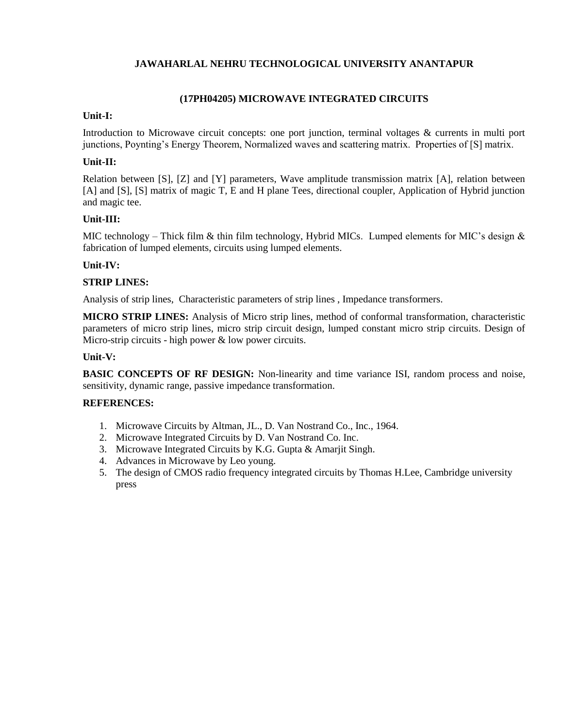# JAWAHARLAL NEHRU TECHNOLOGICAL UNIVERSITY ANANTAPUR

## (17PH04205) MICROWAVE INTEGRATED CIRCUITS

**Unit-I:**

Introduction to Microwave circuit concepts: one port junction, terminal voltages & currents in multi port junctions, Poynting's Energy Theorem, Normalized waves and scattering matrix. Properties of [S] matrix.

**Unit-II:**

Relation between [S], [Z] and [Y] parameters, Wave amplitude transmission matrix [A], relation between [A] and [S], [S] matrix of magic T, E and H plane Tees, directional coupler, Application of Hybrid junction and magic tee.

**Unit-III:**

MIC technology – Thick film & thin film technology, Hybrid MICs. Lumped elements for MIC's design & fabrication of lumped elements, circuits using lumped elements.

**Unit-IV:**

**STRIP LINES:**

Analysis of strip lines, Characteristic parameters of strip lines , Impedance transformers.

**MICRO STRIP LINES:** Analysis of Micro strip lines, method of conformal transformation, characteristic parameters of micro strip lines, micro strip circuit design, lumped constant micro strip circuits. Design of Micro-strip circuits - high power & low power circuits.

**Unit-V:**

**BASIC CONCEPTS OF RF DESIGN:** Non-linearity and time variance ISI, random process and noise, sensitivity, dynamic range, passive impedance transformation.

**REFERENCES:**

1. Microwave Circuits by Altman, JL., D. Van Nostrand Co., Inc., 1964.
2. Microwave Integrated Circuits by D. Van Nostrand Co. Inc.
3. Microwave Integrated Circuits by K.G. Gupta & Amarjit Singh.
4. Advances in Microwave by Leo young.
5. The design of CMOS radio frequency integrated circuits by Thomas H.Lee, Cambridge university press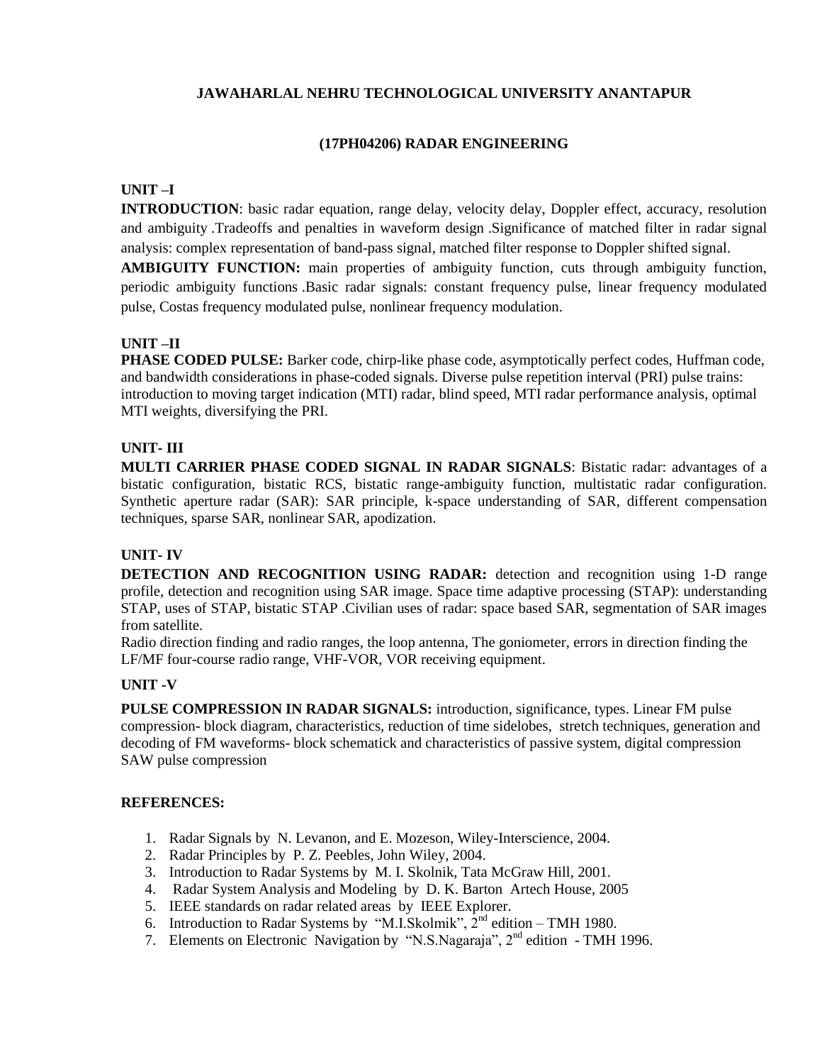# JAWAHARLAL NEHRU TECHNOLOGICAL UNIVERSITY ANANTAPUR

## (17PH04206) RADAR ENGINEERING

### UNIT –I

**INTRODUCTION**: basic radar equation, range delay, velocity delay, Doppler effect, accuracy, resolution and ambiguity .Tradeoffs and penalties in waveform design .Significance of matched filter in radar signal analysis: complex representation of band-pass signal, matched filter response to Doppler shifted signal.

**AMBIGUITY FUNCTION:** main properties of ambiguity function, cuts through ambiguity function, periodic ambiguity functions .Basic radar signals: constant frequency pulse, linear frequency modulated pulse, Costas frequency modulated pulse, nonlinear frequency modulation.

### UNIT –II

**PHASE CODED PULSE:** Barker code, chirp-like phase code, asymptotically perfect codes, Huffman code, and bandwidth considerations in phase-coded signals. Diverse pulse repetition interval (PRI) pulse trains: introduction to moving target indication (MTI) radar, blind speed, MTI radar performance analysis, optimal MTI weights, diversifying the PRI.

### UNIT- III

**MULTI CARRIER PHASE CODED SIGNAL IN RADAR SIGNALS**: Bistatic radar: advantages of a bistatic configuration, bistatic RCS, bistatic range-ambiguity function, multistatic radar configuration. Synthetic aperture radar (SAR): SAR principle, k-space understanding of SAR, different compensation techniques, sparse SAR, nonlinear SAR, apodization.

### UNIT- IV

**DETECTION AND RECOGNITION USING RADAR:** detection and recognition using 1-D range profile, detection and recognition using SAR image. Space time adaptive processing (STAP): understanding STAP, uses of STAP, bistatic STAP .Civilian uses of radar: space based SAR, segmentation of SAR images from satellite.

Radio direction finding and radio ranges, the loop antenna, The goniometer, errors in direction finding the LF/MF four-course radio range, VHF-VOR, VOR receiving equipment.

### UNIT -V

**PULSE COMPRESSION IN RADAR SIGNALS:** introduction, significance, types. Linear FM pulse compression- block diagram, characteristics, reduction of time sidelobes, stretch techniques, generation and decoding of FM waveforms- block schematick and characteristics of passive system, digital compression SAW pulse compression

### REFERENCES:

1. Radar Signals by N. Levanon, and E. Mozeson, Wiley-Interscience, 2004.
2. Radar Principles by P. Z. Peebles, John Wiley, 2004.
3. Introduction to Radar Systems by M. I. Skolnik, Tata McGraw Hill, 2001.
4. Radar System Analysis and Modeling by D. K. Barton Artech House, 2005
5. IEEE standards on radar related areas by IEEE Explorer.
6. Introduction to Radar Systems by "M.I.Skolmik", 2nd edition – TMH 1980.
7. Elements on Electronic Navigation by "N.S.Nagaraja", 2nd edition - TMH 1996.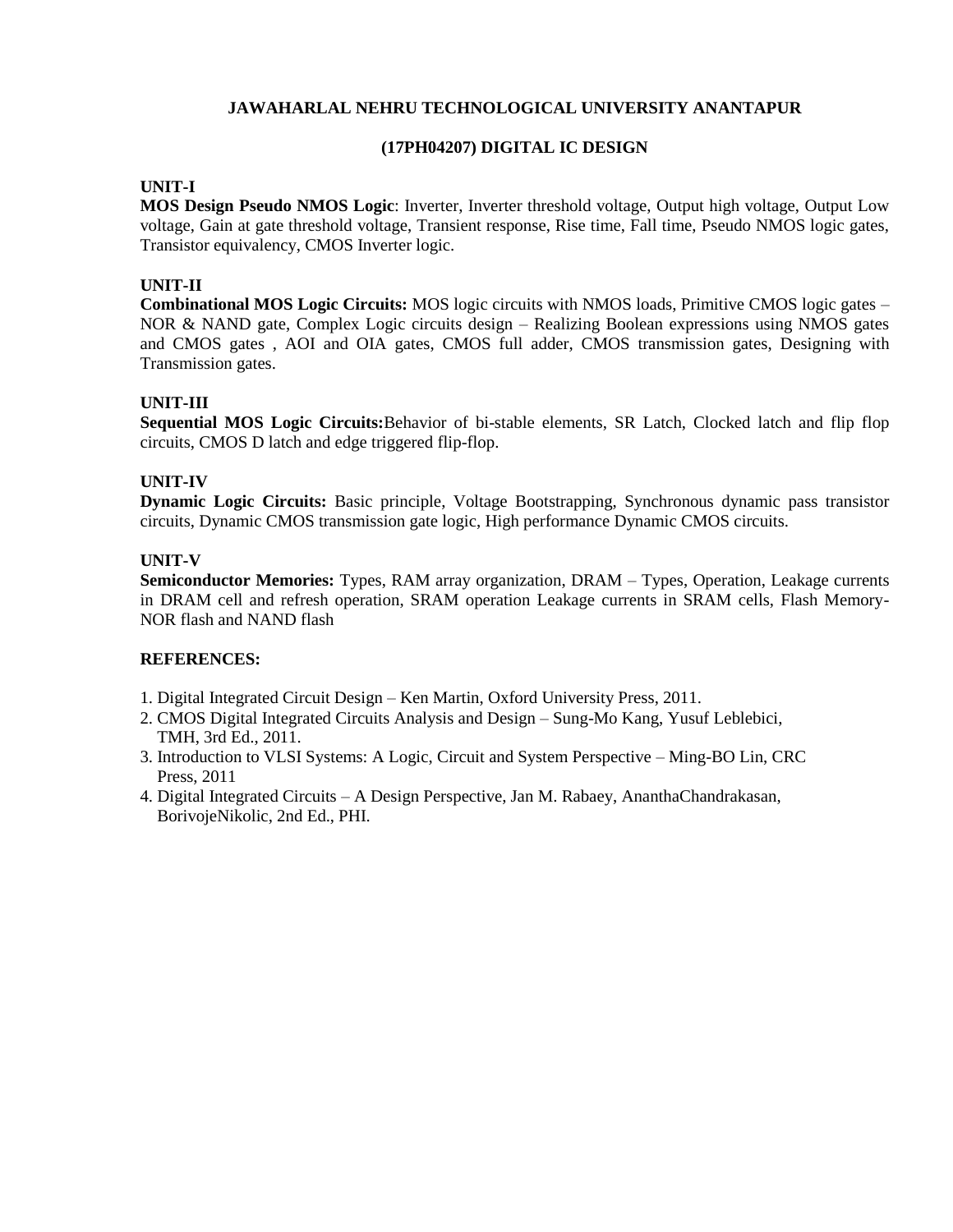**JAWAHARLAL NEHRU TECHNOLOGICAL UNIVERSITY ANANTAPUR**

**(17PH04207) DIGITAL IC DESIGN**

**UNIT-I**

**MOS Design Pseudo NMOS Logic**: Inverter, Inverter threshold voltage, Output high voltage, Output Low voltage, Gain at gate threshold voltage, Transient response, Rise time, Fall time, Pseudo NMOS logic gates, Transistor equivalency, CMOS Inverter logic.

**UNIT-II**

**Combinational MOS Logic Circuits:** MOS logic circuits with NMOS loads, Primitive CMOS logic gates – NOR & NAND gate, Complex Logic circuits design – Realizing Boolean expressions using NMOS gates and CMOS gates , AOI and OIA gates, CMOS full adder, CMOS transmission gates, Designing with Transmission gates.

**UNIT-III**

**Sequential MOS Logic Circuits:**Behavior of bi-stable elements, SR Latch, Clocked latch and flip flop circuits, CMOS D latch and edge triggered flip-flop.

**UNIT-IV**

**Dynamic Logic Circuits:** Basic principle, Voltage Bootstrapping, Synchronous dynamic pass transistor circuits, Dynamic CMOS transmission gate logic, High performance Dynamic CMOS circuits.

**UNIT-V**

**Semiconductor Memories:** Types, RAM array organization, DRAM – Types, Operation, Leakage currents in DRAM cell and refresh operation, SRAM operation Leakage currents in SRAM cells, Flash Memory-NOR flash and NAND flash

**REFERENCES:**

1. Digital Integrated Circuit Design – Ken Martin, Oxford University Press, 2011.
2. CMOS Digital Integrated Circuits Analysis and Design – Sung-Mo Kang, Yusuf Leblebici, TMH, 3rd Ed., 2011.
3. Introduction to VLSI Systems: A Logic, Circuit and System Perspective – Ming-BO Lin, CRC Press, 2011
4. Digital Integrated Circuits – A Design Perspective, Jan M. Rabaey, AnanthaChandrakasan, BorivojeNikolic, 2nd Ed., PHI.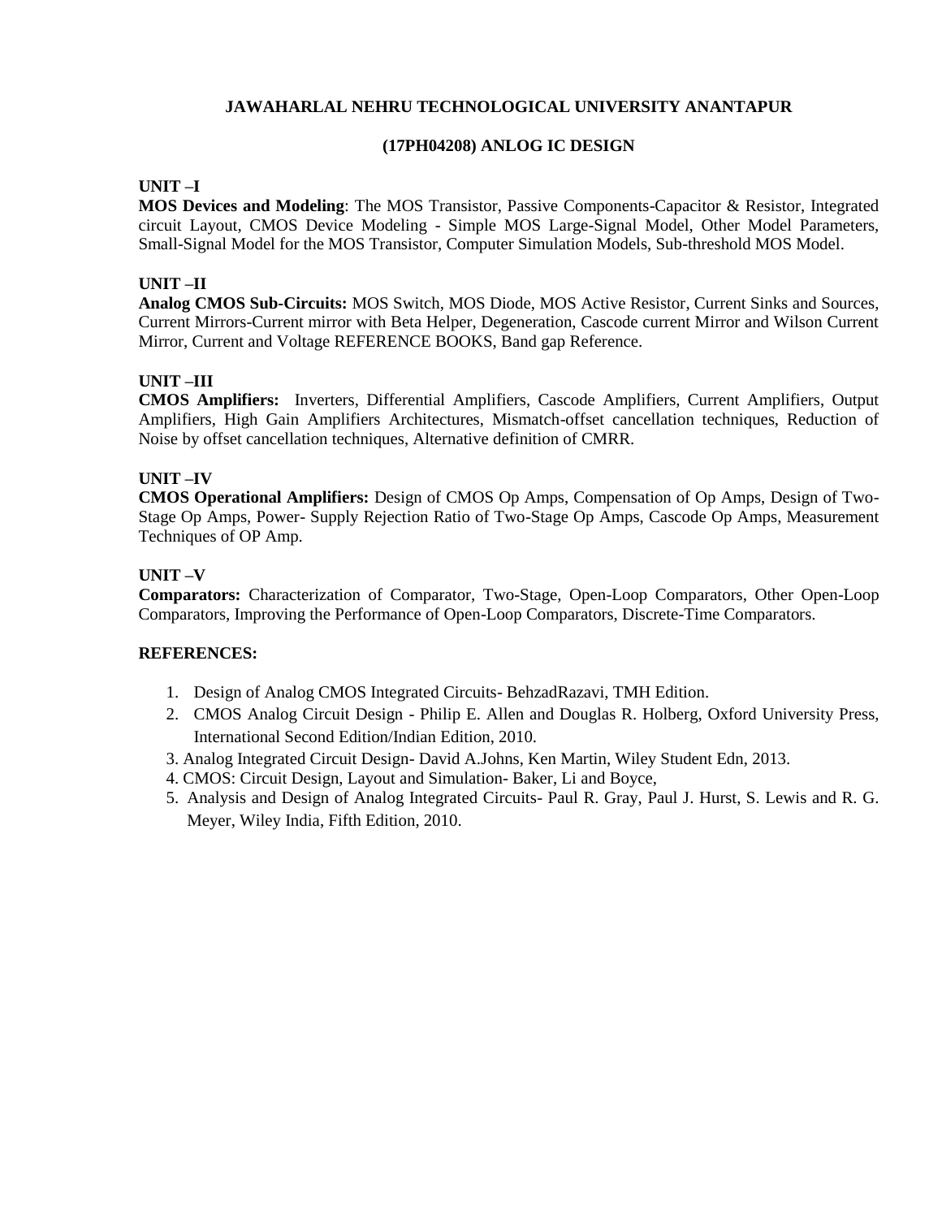**JAWAHARLAL NEHRU TECHNOLOGICAL UNIVERSITY ANANTAPUR**

**(17PH04208) ANLOG IC DESIGN**

**UNIT –I**

**MOS Devices and Modeling**: The MOS Transistor, Passive Components-Capacitor & Resistor, Integrated circuit Layout, CMOS Device Modeling - Simple MOS Large-Signal Model, Other Model Parameters, Small-Signal Model for the MOS Transistor, Computer Simulation Models, Sub-threshold MOS Model.

**UNIT –II**

**Analog CMOS Sub-Circuits:** MOS Switch, MOS Diode, MOS Active Resistor, Current Sinks and Sources, Current Mirrors-Current mirror with Beta Helper, Degeneration, Cascode current Mirror and Wilson Current Mirror, Current and Voltage REFERENCE BOOKS, Band gap Reference.

**UNIT –III**

**CMOS Amplifiers:** Inverters, Differential Amplifiers, Cascode Amplifiers, Current Amplifiers, Output Amplifiers, High Gain Amplifiers Architectures, Mismatch-offset cancellation techniques, Reduction of Noise by offset cancellation techniques, Alternative definition of CMRR.

**UNIT –IV**

**CMOS Operational Amplifiers:** Design of CMOS Op Amps, Compensation of Op Amps, Design of Two-Stage Op Amps, Power- Supply Rejection Ratio of Two-Stage Op Amps, Cascode Op Amps, Measurement Techniques of OP Amp.

**UNIT –V**

**Comparators:** Characterization of Comparator, Two-Stage, Open-Loop Comparators, Other Open-Loop Comparators, Improving the Performance of Open-Loop Comparators, Discrete-Time Comparators.

**REFERENCES:**

1. Design of Analog CMOS Integrated Circuits- BehzadRazavi, TMH Edition.
2. CMOS Analog Circuit Design - Philip E. Allen and Douglas R. Holberg, Oxford University Press, International Second Edition/Indian Edition, 2010.
3. Analog Integrated Circuit Design- David A.Johns, Ken Martin, Wiley Student Edn, 2013.
4. CMOS: Circuit Design, Layout and Simulation- Baker, Li and Boyce,
5. Analysis and Design of Analog Integrated Circuits- Paul R. Gray, Paul J. Hurst, S. Lewis and R. G. Meyer, Wiley India, Fifth Edition, 2010.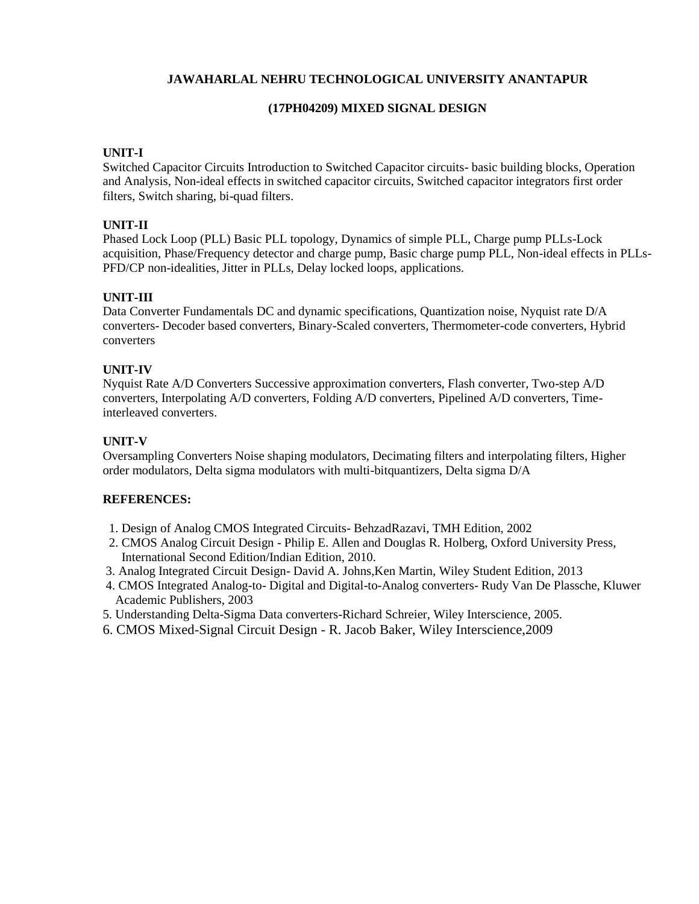# JAWAHARLAL NEHRU TECHNOLOGICAL UNIVERSITY ANANTAPUR

## (17PH04209) MIXED SIGNAL DESIGN

**UNIT-I**

Switched Capacitor Circuits Introduction to Switched Capacitor circuits- basic building blocks, Operation and Analysis, Non-ideal effects in switched capacitor circuits, Switched capacitor integrators first order filters, Switch sharing, bi-quad filters.

**UNIT-II**

Phased Lock Loop (PLL) Basic PLL topology, Dynamics of simple PLL, Charge pump PLLs-Lock acquisition, Phase/Frequency detector and charge pump, Basic charge pump PLL, Non-ideal effects in PLLs-PFD/CP non-idealities, Jitter in PLLs, Delay locked loops, applications.

**UNIT-III**

Data Converter Fundamentals DC and dynamic specifications, Quantization noise, Nyquist rate D/A converters- Decoder based converters, Binary-Scaled converters, Thermometer-code converters, Hybrid converters

**UNIT-IV**

Nyquist Rate A/D Converters Successive approximation converters, Flash converter, Two-step A/D converters, Interpolating A/D converters, Folding A/D converters, Pipelined A/D converters, Time-interleaved converters.

**UNIT-V**

Oversampling Converters Noise shaping modulators, Decimating filters and interpolating filters, Higher order modulators, Delta sigma modulators with multi-bitquantizers, Delta sigma D/A

**REFERENCES:**

1. Design of Analog CMOS Integrated Circuits- BehzadRazavi, TMH Edition, 2002
2. CMOS Analog Circuit Design - Philip E. Allen and Douglas R. Holberg, Oxford University Press, International Second Edition/Indian Edition, 2010.
3. Analog Integrated Circuit Design- David A. Johns,Ken Martin, Wiley Student Edition, 2013
4. CMOS Integrated Analog-to- Digital and Digital-to-Analog converters- Rudy Van De Plassche, Kluwer Academic Publishers, 2003
5. Understanding Delta-Sigma Data converters-Richard Schreier, Wiley Interscience, 2005.
6. CMOS Mixed-Signal Circuit Design - R. Jacob Baker, Wiley Interscience,2009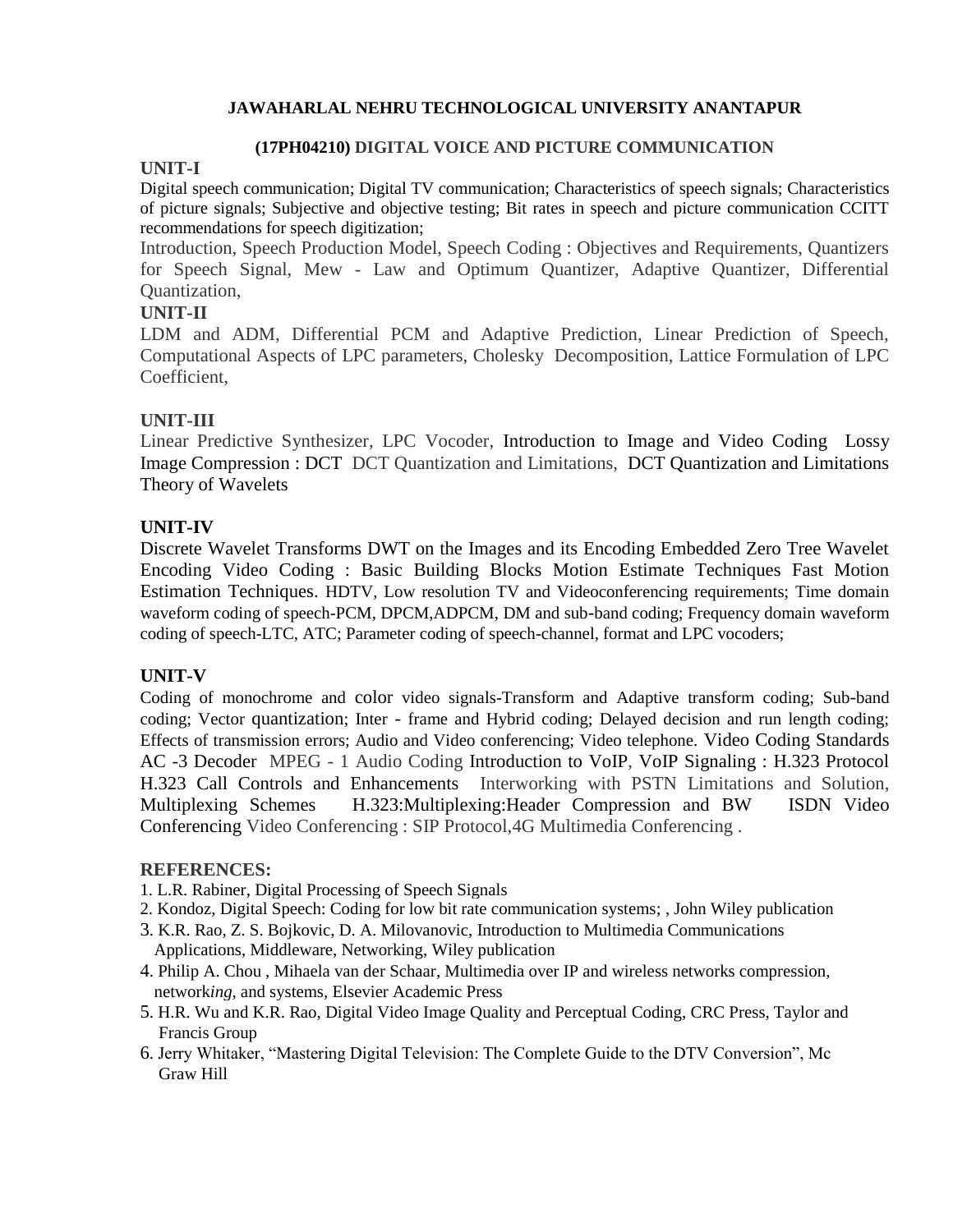**JAWAHARLAL NEHRU TECHNOLOGICAL UNIVERSITY ANANTAPUR**

**(17PH04210) DIGITAL VOICE AND PICTURE COMMUNICATION**

**UNIT-I**

Digital speech communication; Digital TV communication; Characteristics of speech signals; Characteristics of picture signals; Subjective and objective testing; Bit rates in speech and picture communication CCITT recommendations for speech digitization;

Introduction, Speech Production Model, Speech Coding : Objectives and Requirements, Quantizers for Speech Signal, Mew - Law and Optimum Quantizer, Adaptive Quantizer, Differential Quantization,

**UNIT-II**

LDM and ADM, Differential PCM and Adaptive Prediction, Linear Prediction of Speech, Computational Aspects of LPC parameters, Cholesky Decomposition, Lattice Formulation of LPC Coefficient,

**UNIT-III**

Linear Predictive Synthesizer, LPC Vocoder, Introduction to Image and Video Coding Lossy Image Compression : DCT DCT Quantization and Limitations, DCT Quantization and Limitations Theory of Wavelets

**UNIT-IV**

Discrete Wavelet Transforms DWT on the Images and its Encoding Embedded Zero Tree Wavelet Encoding Video Coding : Basic Building Blocks Motion Estimate Techniques Fast Motion Estimation Techniques. HDTV, Low resolution TV and Videoconferencing requirements; Time domain waveform coding of speech-PCM, DPCM,ADPCM, DM and sub-band coding; Frequency domain waveform coding of speech-LTC, ATC; Parameter coding of speech-channel, format and LPC vocoders;

**UNIT-V**

Coding of monochrome and color video signals-Transform and Adaptive transform coding; Sub-band coding; Vector quantization; Inter - frame and Hybrid coding; Delayed decision and run length coding; Effects of transmission errors; Audio and Video conferencing; Video telephone. Video Coding Standards AC -3 Decoder MPEG - 1 Audio Coding Introduction to VoIP, VoIP Signaling : H.323 Protocol H.323 Call Controls and Enhancements Interworking with PSTN Limitations and Solution, Multiplexing Schemes H.323:Multiplexing:Header Compression and BW ISDN Video Conferencing Video Conferencing : SIP Protocol,4G Multimedia Conferencing .

**REFERENCES:**

1. L.R. Rabiner, Digital Processing of Speech Signals
2. Kondoz, Digital Speech: Coding for low bit rate communication systems; , John Wiley publication
3. K.R. Rao, Z. S. Bojkovic, D. A. Milovanovic, Introduction to Multimedia Communications Applications, Middleware, Networking, Wiley publication
4. Philip A. Chou , Mihaela van der Schaar, Multimedia over IP and wireless networks compression, network*ing*, and systems, Elsevier Academic Press
5. H.R. Wu and K.R. Rao, Digital Video Image Quality and Perceptual Coding, CRC Press, Taylor and Francis Group
6. Jerry Whitaker, "Mastering Digital Television: The Complete Guide to the DTV Conversion", Mc Graw Hill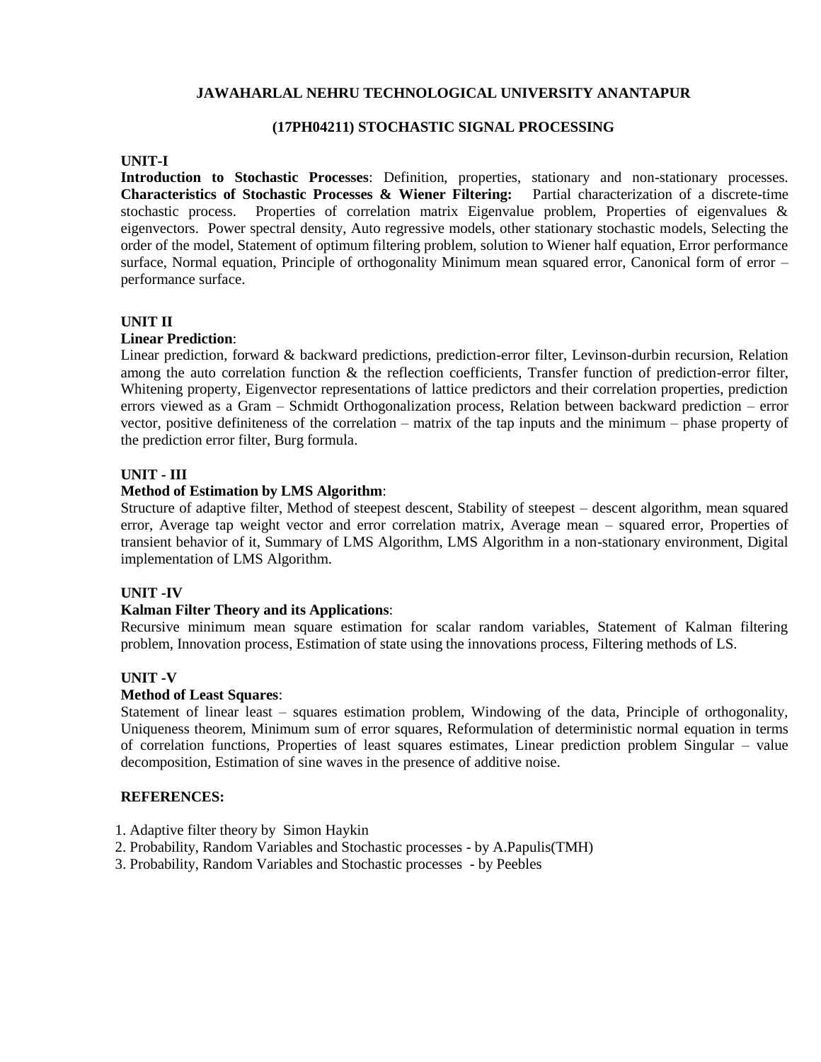**JAWAHARLAL NEHRU TECHNOLOGICAL UNIVERSITY ANANTAPUR**

**(17PH04211) STOCHASTIC SIGNAL PROCESSING**

**UNIT-I**

**Introduction to Stochastic Processes**: Definition, properties, stationary and non-stationary processes. **Characteristics of Stochastic Processes & Wiener Filtering:** Partial characterization of a discrete-time stochastic process. Properties of correlation matrix Eigenvalue problem, Properties of eigenvalues & eigenvectors. Power spectral density, Auto regressive models, other stationary stochastic models, Selecting the order of the model, Statement of optimum filtering problem, solution to Wiener half equation, Error performance surface, Normal equation, Principle of orthogonality Minimum mean squared error, Canonical form of error – performance surface.

**UNIT II**

**Linear Prediction**:

Linear prediction, forward & backward predictions, prediction-error filter, Levinson-durbin recursion, Relation among the auto correlation function & the reflection coefficients, Transfer function of prediction-error filter, Whitening property, Eigenvector representations of lattice predictors and their correlation properties, prediction errors viewed as a Gram – Schmidt Orthogonalization process, Relation between backward prediction – error vector, positive definiteness of the correlation – matrix of the tap inputs and the minimum – phase property of the prediction error filter, Burg formula.

**UNIT - III**

**Method of Estimation by LMS Algorithm**:

Structure of adaptive filter, Method of steepest descent, Stability of steepest – descent algorithm, mean squared error, Average tap weight vector and error correlation matrix, Average mean – squared error, Properties of transient behavior of it, Summary of LMS Algorithm, LMS Algorithm in a non-stationary environment, Digital implementation of LMS Algorithm.

**UNIT -IV**

**Kalman Filter Theory and its Applications**:

Recursive minimum mean square estimation for scalar random variables, Statement of Kalman filtering problem, Innovation process, Estimation of state using the innovations process, Filtering methods of LS.

**UNIT -V**

**Method of Least Squares**:

Statement of linear least – squares estimation problem, Windowing of the data, Principle of orthogonality, Uniqueness theorem, Minimum sum of error squares, Reformulation of deterministic normal equation in terms of correlation functions, Properties of least squares estimates, Linear prediction problem Singular – value decomposition, Estimation of sine waves in the presence of additive noise.

**REFERENCES:**

1. Adaptive filter theory by Simon Haykin
2. Probability, Random Variables and Stochastic processes - by A.Papulis(TMH)
3. Probability, Random Variables and Stochastic processes - by Peebles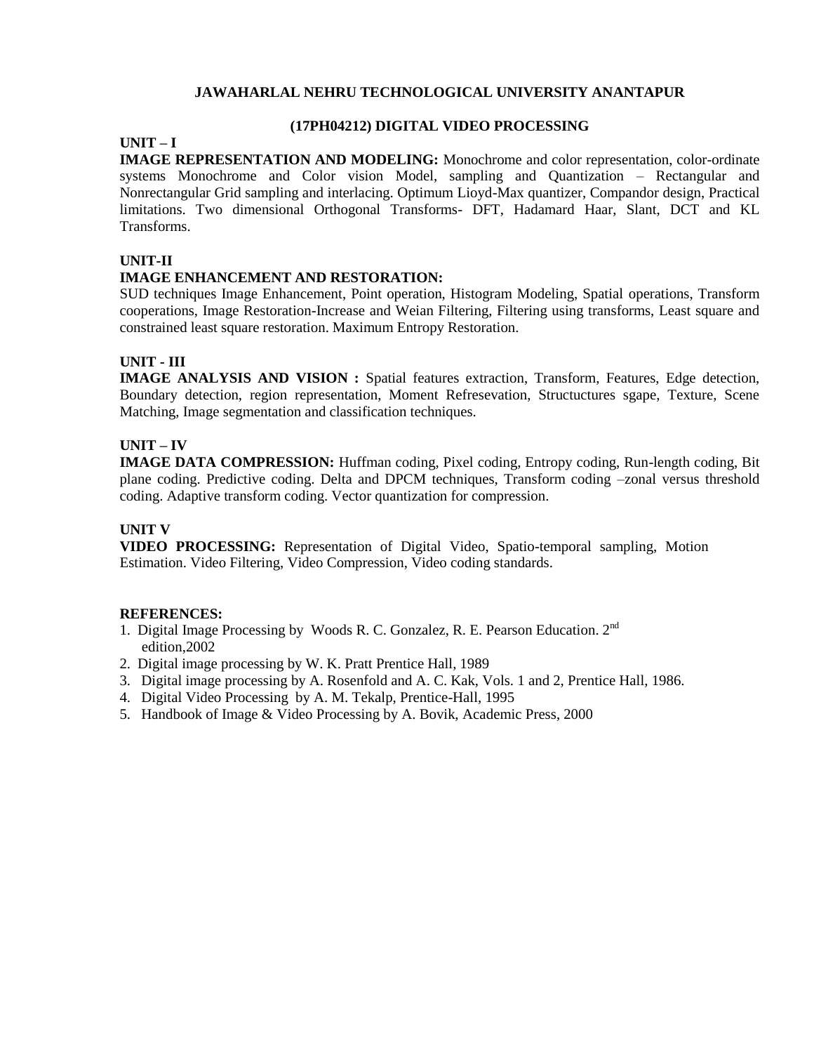**JAWAHARLAL NEHRU TECHNOLOGICAL UNIVERSITY ANANTAPUR**

## (17PH04212) DIGITAL VIDEO PROCESSING

### UNIT – I

**IMAGE REPRESENTATION AND MODELING:** Monochrome and color representation, color-ordinate systems Monochrome and Color vision Model, sampling and Quantization – Rectangular and Nonrectangular Grid sampling and interlacing. Optimum Lioyd-Max quantizer, Compandor design, Practical limitations. Two dimensional Orthogonal Transforms- DFT, Hadamard Haar, Slant, DCT and KL Transforms.

### UNIT-II

**IMAGE ENHANCEMENT AND RESTORATION:**

SUD techniques Image Enhancement, Point operation, Histogram Modeling, Spatial operations, Transform cooperations, Image Restoration-Increase and Weian Filtering, Filtering using transforms, Least square and constrained least square restoration. Maximum Entropy Restoration.

### UNIT - III

**IMAGE ANALYSIS AND VISION :** Spatial features extraction, Transform, Features, Edge detection, Boundary detection, region representation, Moment Refresevation, Structuctures sgape, Texture, Scene Matching, Image segmentation and classification techniques.

### UNIT – IV

**IMAGE DATA COMPRESSION:** Huffman coding, Pixel coding, Entropy coding, Run-length coding, Bit plane coding. Predictive coding. Delta and DPCM techniques, Transform coding –zonal versus threshold coding. Adaptive transform coding. Vector quantization for compression.

### UNIT V

**VIDEO PROCESSING:** Representation of Digital Video, Spatio-temporal sampling, Motion Estimation. Video Filtering, Video Compression, Video coding standards.

### REFERENCES:

1. Digital Image Processing by Woods R. C. Gonzalez, R. E. Pearson Education. 2nd edition,2002
2. Digital image processing by W. K. Pratt Prentice Hall, 1989
3. Digital image processing by A. Rosenfold and A. C. Kak, Vols. 1 and 2, Prentice Hall, 1986.
4. Digital Video Processing by A. M. Tekalp, Prentice-Hall, 1995
5. Handbook of Image & Video Processing by A. Bovik, Academic Press, 2000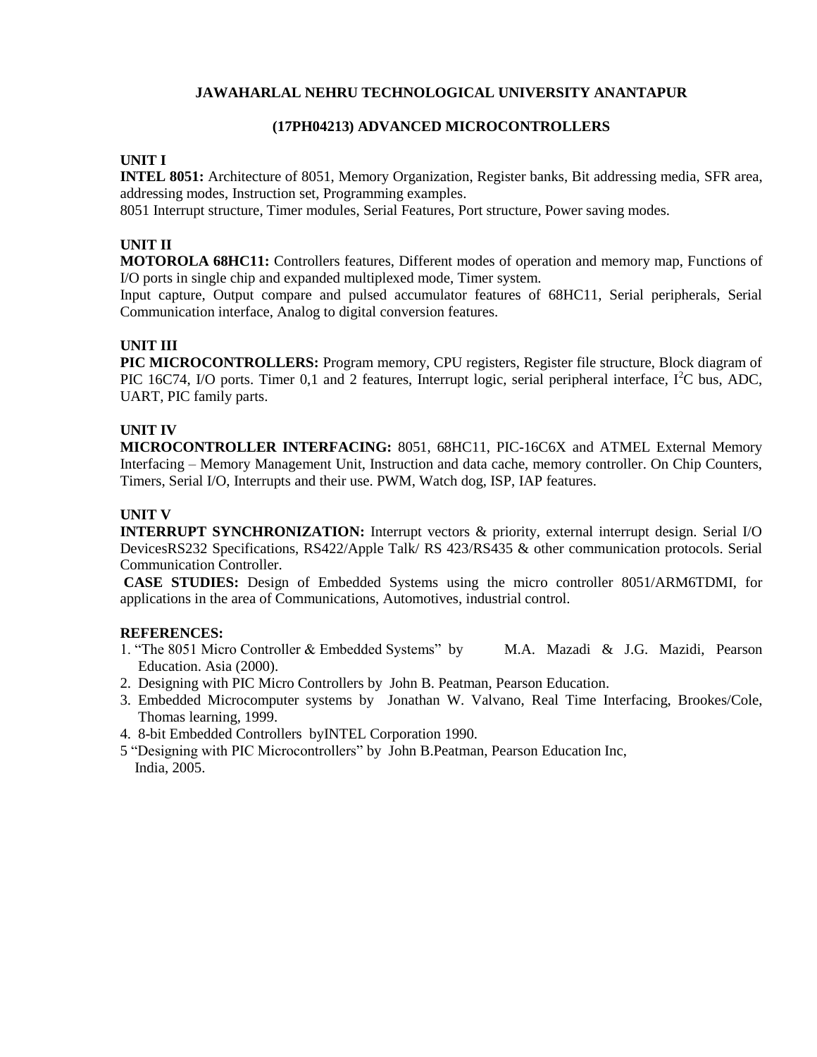**JAWAHARLAL NEHRU TECHNOLOGICAL UNIVERSITY ANANTAPUR**

**(17PH04213) ADVANCED MICROCONTROLLERS**

**UNIT I**

**INTEL 8051:** Architecture of 8051, Memory Organization, Register banks, Bit addressing media, SFR area, addressing modes, Instruction set, Programming examples.

8051 Interrupt structure, Timer modules, Serial Features, Port structure, Power saving modes.

**UNIT II**

**MOTOROLA 68HC11:** Controllers features, Different modes of operation and memory map, Functions of I/O ports in single chip and expanded multiplexed mode, Timer system.

Input capture, Output compare and pulsed accumulator features of 68HC11, Serial peripherals, Serial Communication interface, Analog to digital conversion features.

**UNIT III**

**PIC MICROCONTROLLERS:** Program memory, CPU registers, Register file structure, Block diagram of PIC 16C74, I/O ports. Timer 0,1 and 2 features, Interrupt logic, serial peripheral interface, $I^2C$ bus, ADC, UART, PIC family parts.

**UNIT IV**

**MICROCONTROLLER INTERFACING:** 8051, 68HC11, PIC-16C6X and ATMEL External Memory Interfacing – Memory Management Unit, Instruction and data cache, memory controller. On Chip Counters, Timers, Serial I/O, Interrupts and their use. PWM, Watch dog, ISP, IAP features.

**UNIT V**

**INTERRUPT SYNCHRONIZATION:** Interrupt vectors & priority, external interrupt design. Serial I/O DevicesRS232 Specifications, RS422/Apple Talk/ RS 423/RS435 & other communication protocols. Serial Communication Controller.

**CASE STUDIES:** Design of Embedded Systems using the micro controller 8051/ARM6TDMI, for applications in the area of Communications, Automotives, industrial control.

**REFERENCES:**

1. "The 8051 Micro Controller & Embedded Systems" by M.A. Mazadi & J.G. Mazidi, Pearson Education. Asia (2000).
2. Designing with PIC Micro Controllers by John B. Peatman, Pearson Education.
3. Embedded Microcomputer systems by Jonathan W. Valvano, Real Time Interfacing, Brookes/Cole, Thomas learning, 1999.
4. 8-bit Embedded Controllers byINTEL Corporation 1990.
5. "Designing with PIC Microcontrollers" by John B.Peatman, Pearson Education Inc, India, 2005.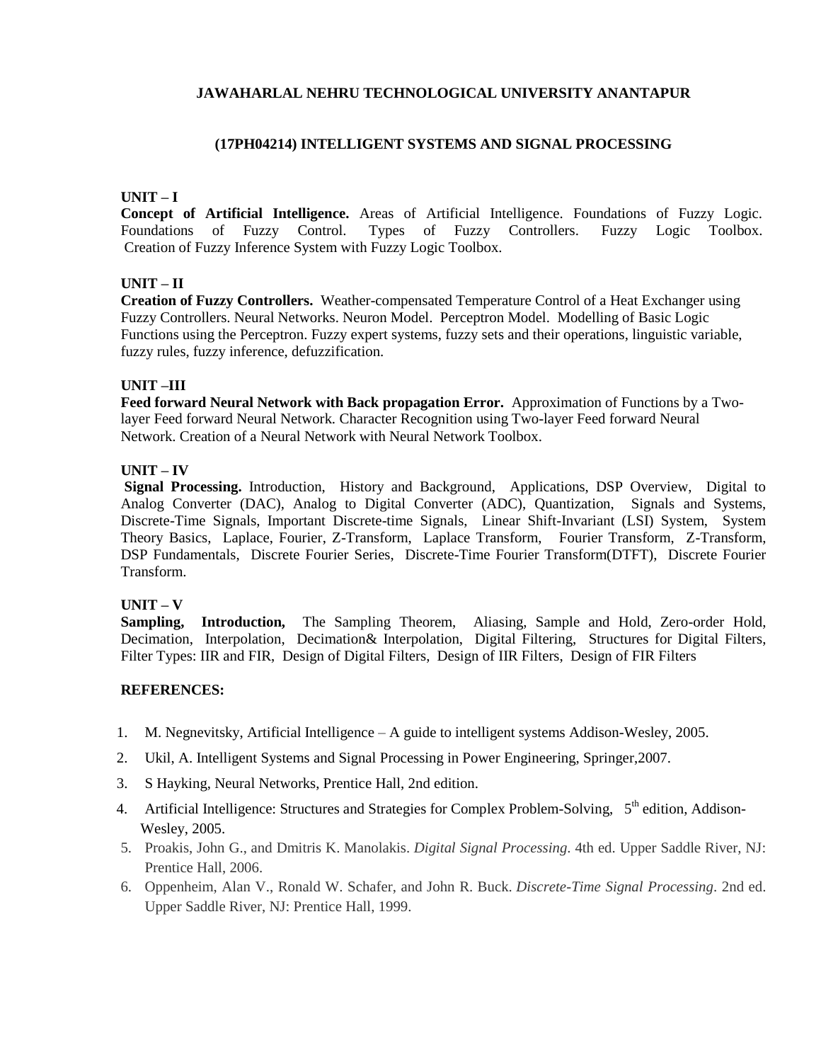# JAWAHARLAL NEHRU TECHNOLOGICAL UNIVERSITY ANANTAPUR

## (17PH04214) INTELLIGENT SYSTEMS AND SIGNAL PROCESSING

### UNIT – I

**Concept of Artificial Intelligence.** Areas of Artificial Intelligence. Foundations of Fuzzy Logic. Foundations of Fuzzy Control. Types of Fuzzy Controllers. Fuzzy Logic Toolbox. Creation of Fuzzy Inference System with Fuzzy Logic Toolbox.

### UNIT – II

**Creation of Fuzzy Controllers.** Weather-compensated Temperature Control of a Heat Exchanger using Fuzzy Controllers. Neural Networks. Neuron Model. Perceptron Model. Modelling of Basic Logic Functions using the Perceptron. Fuzzy expert systems, fuzzy sets and their operations, linguistic variable, fuzzy rules, fuzzy inference, defuzzification.

### UNIT –III

**Feed forward Neural Network with Back propagation Error.** Approximation of Functions by a Two-layer Feed forward Neural Network. Character Recognition using Two-layer Feed forward Neural Network. Creation of a Neural Network with Neural Network Toolbox.

### UNIT – IV

**Signal Processing.** Introduction, History and Background, Applications, DSP Overview, Digital to Analog Converter (DAC), Analog to Digital Converter (ADC), Quantization, Signals and Systems, Discrete-Time Signals, Important Discrete-time Signals, Linear Shift-Invariant (LSI) System, System Theory Basics, Laplace, Fourier, Z-Transform, Laplace Transform, Fourier Transform, Z-Transform, DSP Fundamentals, Discrete Fourier Series, Discrete-Time Fourier Transform(DTFT), Discrete Fourier Transform.

### UNIT – V

**Sampling, Introduction,** The Sampling Theorem, Aliasing, Sample and Hold, Zero-order Hold, Decimation, Interpolation, Decimation& Interpolation, Digital Filtering, Structures for Digital Filters, Filter Types: IIR and FIR, Design of Digital Filters, Design of IIR Filters, Design of FIR Filters

### REFERENCES:

1. M. Negnevitsky, Artificial Intelligence – A guide to intelligent systems Addison-Wesley, 2005.
2. Ukil, A. Intelligent Systems and Signal Processing in Power Engineering, Springer,2007.
3. S Hayking, Neural Networks, Prentice Hall, 2nd edition.
4. Artificial Intelligence: Structures and Strategies for Complex Problem-Solving, 5th edition, Addison-Wesley, 2005.
5. Proakis, John G., and Dmitris K. Manolakis. *Digital Signal Processing*. 4th ed. Upper Saddle River, NJ: Prentice Hall, 2006.
6. Oppenheim, Alan V., Ronald W. Schafer, and John R. Buck. *Discrete-Time Signal Processing*. 2nd ed. Upper Saddle River, NJ: Prentice Hall, 1999.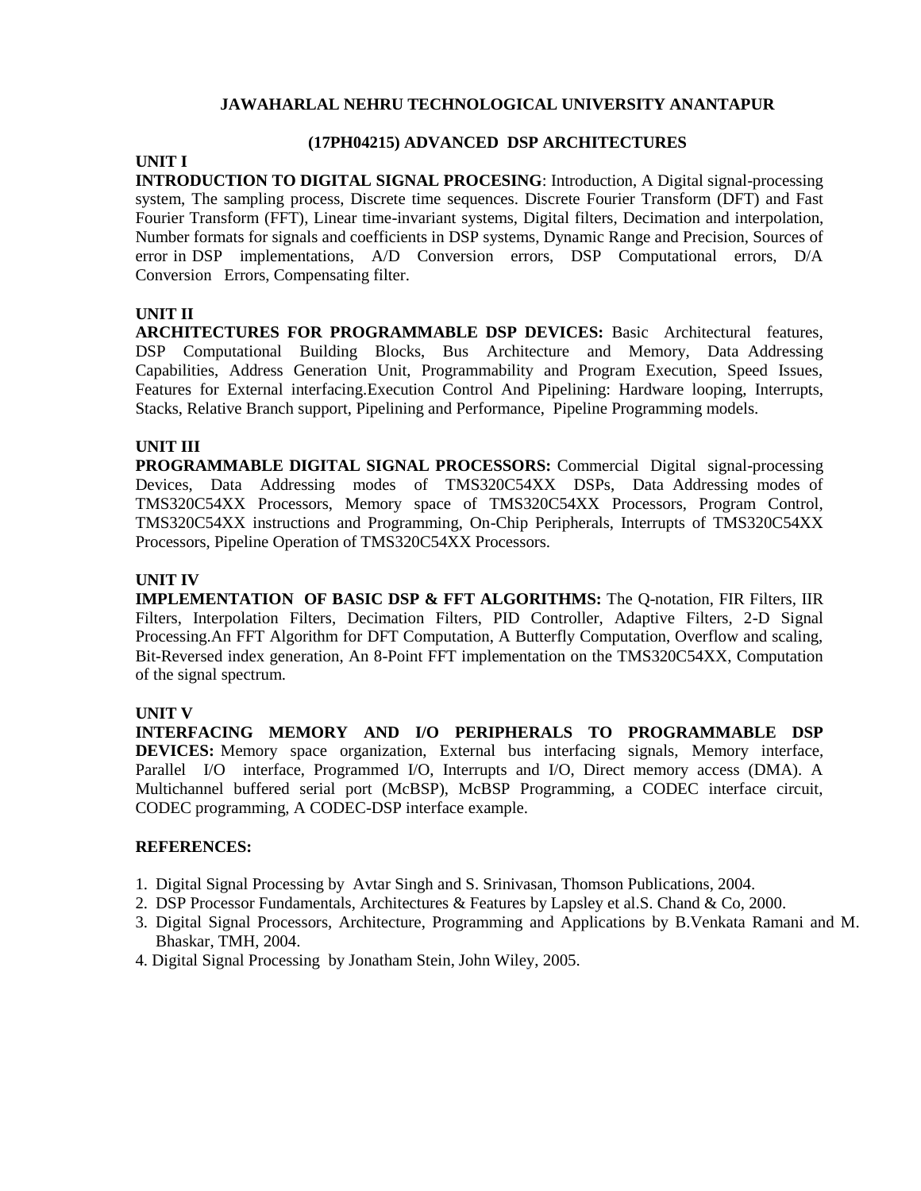# JAWAHARLAL NEHRU TECHNOLOGICAL UNIVERSITY ANANTAPUR

## (17PH04215) ADVANCED DSP ARCHITECTURES

### UNIT I

**INTRODUCTION TO DIGITAL SIGNAL PROCESING**: Introduction, A Digital signal-processing system, The sampling process, Discrete time sequences. Discrete Fourier Transform (DFT) and Fast Fourier Transform (FFT), Linear time-invariant systems, Digital filters, Decimation and interpolation, Number formats for signals and coefficients in DSP systems, Dynamic Range and Precision, Sources of error in DSP implementations, A/D Conversion errors, DSP Computational errors, D/A Conversion Errors, Compensating filter.

### UNIT II

**ARCHITECTURES FOR PROGRAMMABLE DSP DEVICES:** Basic Architectural features, DSP Computational Building Blocks, Bus Architecture and Memory, Data Addressing Capabilities, Address Generation Unit, Programmability and Program Execution, Speed Issues, Features for External interfacing.Execution Control And Pipelining: Hardware looping, Interrupts, Stacks, Relative Branch support, Pipelining and Performance, Pipeline Programming models.

### UNIT III

**PROGRAMMABLE DIGITAL SIGNAL PROCESSORS:** Commercial Digital signal-processing Devices, Data Addressing modes of TMS320C54XX DSPs, Data Addressing modes of TMS320C54XX Processors, Memory space of TMS320C54XX Processors, Program Control, TMS320C54XX instructions and Programming, On-Chip Peripherals, Interrupts of TMS320C54XX Processors, Pipeline Operation of TMS320C54XX Processors.

### UNIT IV

**IMPLEMENTATION OF BASIC DSP & FFT ALGORITHMS:** The Q-notation, FIR Filters, IIR Filters, Interpolation Filters, Decimation Filters, PID Controller, Adaptive Filters, 2-D Signal Processing.An FFT Algorithm for DFT Computation, A Butterfly Computation, Overflow and scaling, Bit-Reversed index generation, An 8-Point FFT implementation on the TMS320C54XX, Computation of the signal spectrum.

### UNIT V

**INTERFACING MEMORY AND I/O PERIPHERALS TO PROGRAMMABLE DSP DEVICES:** Memory space organization, External bus interfacing signals, Memory interface, Parallel I/O interface, Programmed I/O, Interrupts and I/O, Direct memory access (DMA). A Multichannel buffered serial port (McBSP), McBSP Programming, a CODEC interface circuit, CODEC programming, A CODEC-DSP interface example.

### REFERENCES:

1. Digital Signal Processing by Avtar Singh and S. Srinivasan, Thomson Publications, 2004.
2. DSP Processor Fundamentals, Architectures & Features by Lapsley et al.S. Chand & Co, 2000.
3. Digital Signal Processors, Architecture, Programming and Applications by B.Venkata Ramani and M. Bhaskar, TMH, 2004.
4. Digital Signal Processing by Jonatham Stein, John Wiley, 2005.